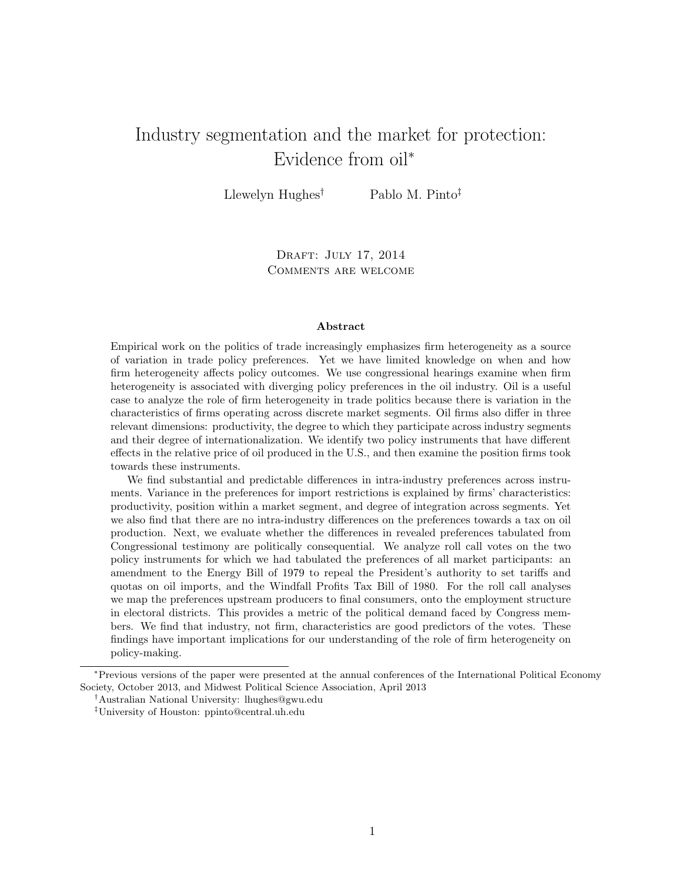# Industry segmentation and the market for protection: Evidence from oil[*]

Llewelyn Hughes[†] Pablo M. Pinto[‡]

Draft: July 17, 2014
Comments are welcome

### Abstract

Empirical work on the politics of trade increasingly emphasizes firm heterogeneity as a source of variation in trade policy preferences. Yet we have limited knowledge on when and how firm heterogeneity affects policy outcomes. We use congressional hearings examine when firm heterogeneity is associated with diverging policy preferences in the oil industry. Oil is a useful case to analyze the role of firm heterogeneity in trade politics because there is variation in the characteristics of firms operating across discrete market segments. Oil firms also differ in three relevant dimensions: productivity, the degree to which they participate across industry segments and their degree of internationalization. We identify two policy instruments that have different effects in the relative price of oil produced in the U.S., and then examine the position firms took towards these instruments.

We find substantial and predictable differences in intra-industry preferences across instruments. Variance in the preferences for import restrictions is explained by firms' characteristics: productivity, position within a market segment, and degree of integration across segments. Yet we also find that there are no intra-industry differences on the preferences towards a tax on oil production. Next, we evaluate whether the differences in revealed preferences tabulated from Congressional testimony are politically consequential. We analyze roll call votes on the two policy instruments for which we had tabulated the preferences of all market participants: an amendment to the Energy Bill of 1979 to repeal the President's authority to set tariffs and quotas on oil imports, and the Windfall Profits Tax Bill of 1980. For the roll call analyses we map the preferences upstream producers to final consumers, onto the employment structure in electoral districts. This provides a metric of the political demand faced by Congress members. We find that industry, not firm, characteristics are good predictors of the votes. These findings have important implications for our understanding of the role of firm heterogeneity on policy-making.

---

[*] Previous versions of the paper were presented at the annual conferences of the International Political Economy Society, October 2013, and Midwest Political Science Association, April 2013

[†] Australian National University: lhughes@gwu.edu

[‡] University of Houston: ppinto@central.uh.edu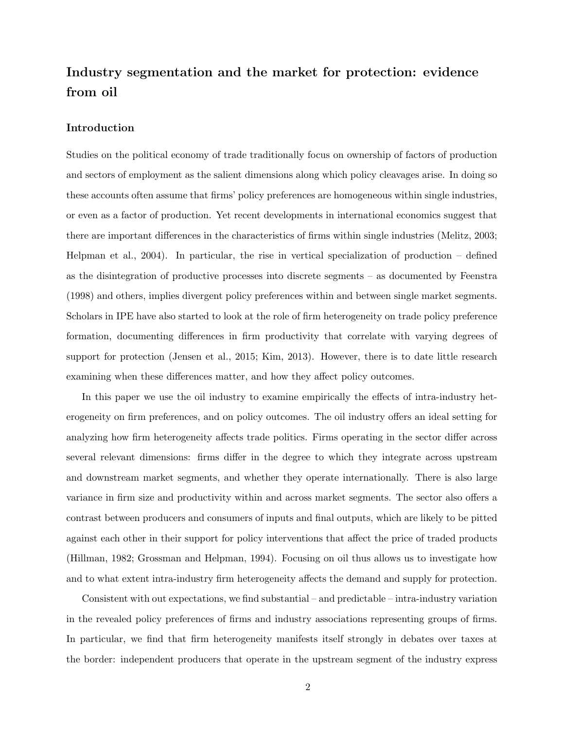## Industry segmentation and the market for protection: evidence from oil

### Introduction

Studies on the political economy of trade traditionally focus on ownership of factors of production and sectors of employment as the salient dimensions along which policy cleavages arise. In doing so these accounts often assume that firms' policy preferences are homogeneous within single industries, or even as a factor of production. Yet recent developments in international economics suggest that there are important differences in the characteristics of firms within single industries (Melitz, 2003; Helpman et al., 2004). In particular, the rise in vertical specialization of production – defined as the disintegration of productive processes into discrete segments – as documented by Feenstra (1998) and others, implies divergent policy preferences within and between single market segments. Scholars in IPE have also started to look at the role of firm heterogeneity on trade policy preference formation, documenting differences in firm productivity that correlate with varying degrees of support for protection (Jensen et al., 2015; Kim, 2013). However, there is to date little research examining when these differences matter, and how they affect policy outcomes.

In this paper we use the oil industry to examine empirically the effects of intra-industry heterogeneity on firm preferences, and on policy outcomes. The oil industry offers an ideal setting for analyzing how firm heterogeneity affects trade politics. Firms operating in the sector differ across several relevant dimensions: firms differ in the degree to which they integrate across upstream and downstream market segments, and whether they operate internationally. There is also large variance in firm size and productivity within and across market segments. The sector also offers a contrast between producers and consumers of inputs and final outputs, which are likely to be pitted against each other in their support for policy interventions that affect the price of traded products (Hillman, 1982; Grossman and Helpman, 1994). Focusing on oil thus allows us to investigate how and to what extent intra-industry firm heterogeneity affects the demand and supply for protection.

Consistent with out expectations, we find substantial – and predictable – intra-industry variation in the revealed policy preferences of firms and industry associations representing groups of firms. In particular, we find that firm heterogeneity manifests itself strongly in debates over taxes at the border: independent producers that operate in the upstream segment of the industry express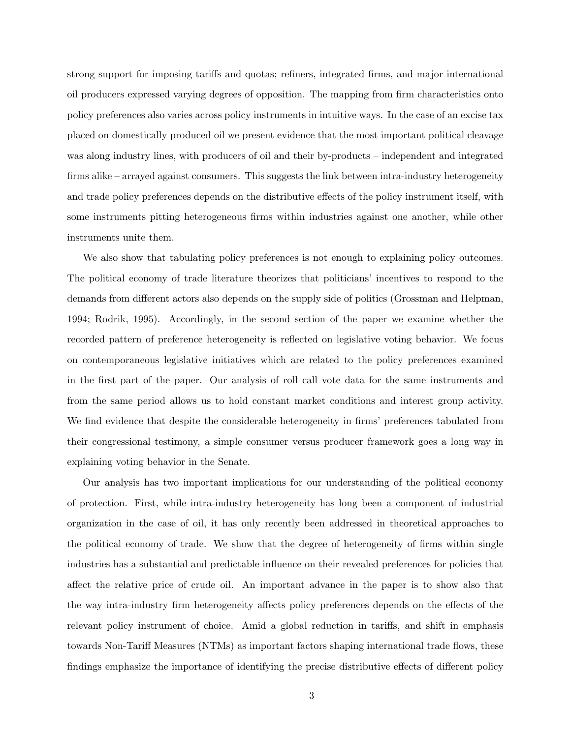strong support for imposing tariffs and quotas; refiners, integrated firms, and major international oil producers expressed varying degrees of opposition. The mapping from firm characteristics onto policy preferences also varies across policy instruments in intuitive ways. In the case of an excise tax placed on domestically produced oil we present evidence that the most important political cleavage was along industry lines, with producers of oil and their by-products – independent and integrated firms alike – arrayed against consumers. This suggests the link between intra-industry heterogeneity and trade policy preferences depends on the distributive effects of the policy instrument itself, with some instruments pitting heterogeneous firms within industries against one another, while other instruments unite them.

We also show that tabulating policy preferences is not enough to explaining policy outcomes. The political economy of trade literature theorizes that politicians' incentives to respond to the demands from different actors also depends on the supply side of politics (Grossman and Helpman, 1994; Rodrik, 1995). Accordingly, in the second section of the paper we examine whether the recorded pattern of preference heterogeneity is reflected on legislative voting behavior. We focus on contemporaneous legislative initiatives which are related to the policy preferences examined in the first part of the paper. Our analysis of roll call vote data for the same instruments and from the same period allows us to hold constant market conditions and interest group activity. We find evidence that despite the considerable heterogeneity in firms' preferences tabulated from their congressional testimony, a simple consumer versus producer framework goes a long way in explaining voting behavior in the Senate.

Our analysis has two important implications for our understanding of the political economy of protection. First, while intra-industry heterogeneity has long been a component of industrial organization in the case of oil, it has only recently been addressed in theoretical approaches to the political economy of trade. We show that the degree of heterogeneity of firms within single industries has a substantial and predictable influence on their revealed preferences for policies that affect the relative price of crude oil. An important advance in the paper is to show also that the way intra-industry firm heterogeneity affects policy preferences depends on the effects of the relevant policy instrument of choice. Amid a global reduction in tariffs, and shift in emphasis towards Non-Tariff Measures (NTMs) as important factors shaping international trade flows, these findings emphasize the importance of identifying the precise distributive effects of different policy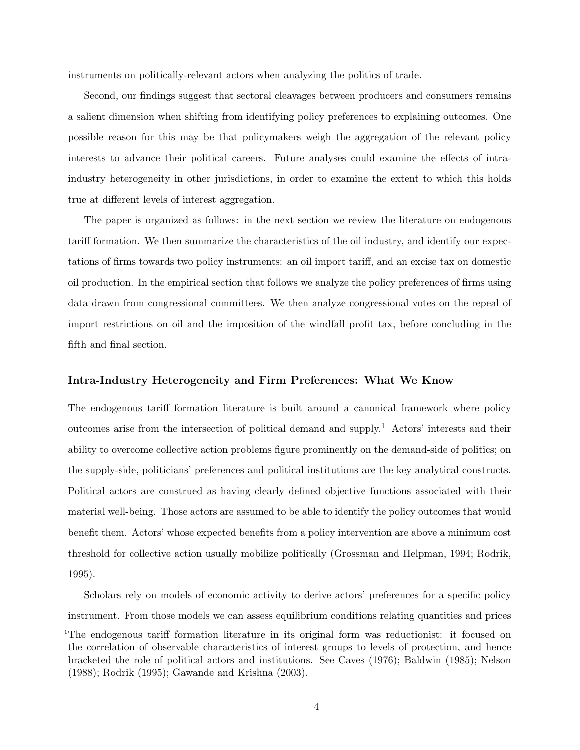instruments on politically-relevant actors when analyzing the politics of trade.

Second, our findings suggest that sectoral cleavages between producers and consumers remains a salient dimension when shifting from identifying policy preferences to explaining outcomes. One possible reason for this may be that policymakers weigh the aggregation of the relevant policy interests to advance their political careers. Future analyses could examine the effects of intra-industry heterogeneity in other jurisdictions, in order to examine the extent to which this holds true at different levels of interest aggregation.

The paper is organized as follows: in the next section we review the literature on endogenous tariff formation. We then summarize the characteristics of the oil industry, and identify our expectations of firms towards two policy instruments: an oil import tariff, and an excise tax on domestic oil production. In the empirical section that follows we analyze the policy preferences of firms using data drawn from congressional committees. We then analyze congressional votes on the repeal of import restrictions on oil and the imposition of the windfall profit tax, before concluding in the fifth and final section.

## Intra-Industry Heterogeneity and Firm Preferences: What We Know

The endogenous tariff formation literature is built around a canonical framework where policy outcomes arise from the intersection of political demand and supply.[1] Actors' interests and their ability to overcome collective action problems figure prominently on the demand-side of politics; on the supply-side, politicians' preferences and political institutions are the key analytical constructs. Political actors are construed as having clearly defined objective functions associated with their material well-being. Those actors are assumed to be able to identify the policy outcomes that would benefit them. Actors' whose expected benefits from a policy intervention are above a minimum cost threshold for collective action usually mobilize politically (Grossman and Helpman, 1994; Rodrik, 1995).

Scholars rely on models of economic activity to derive actors' preferences for a specific policy instrument. From those models we can assess equilibrium conditions relating quantities and prices

[1] The endogenous tariff formation literature in its original form was reductionist: it focused on the correlation of observable characteristics of interest groups to levels of protection, and hence bracketed the role of political actors and institutions. See Caves (1976); Baldwin (1985); Nelson (1988); Rodrik (1995); Gawande and Krishna (2003).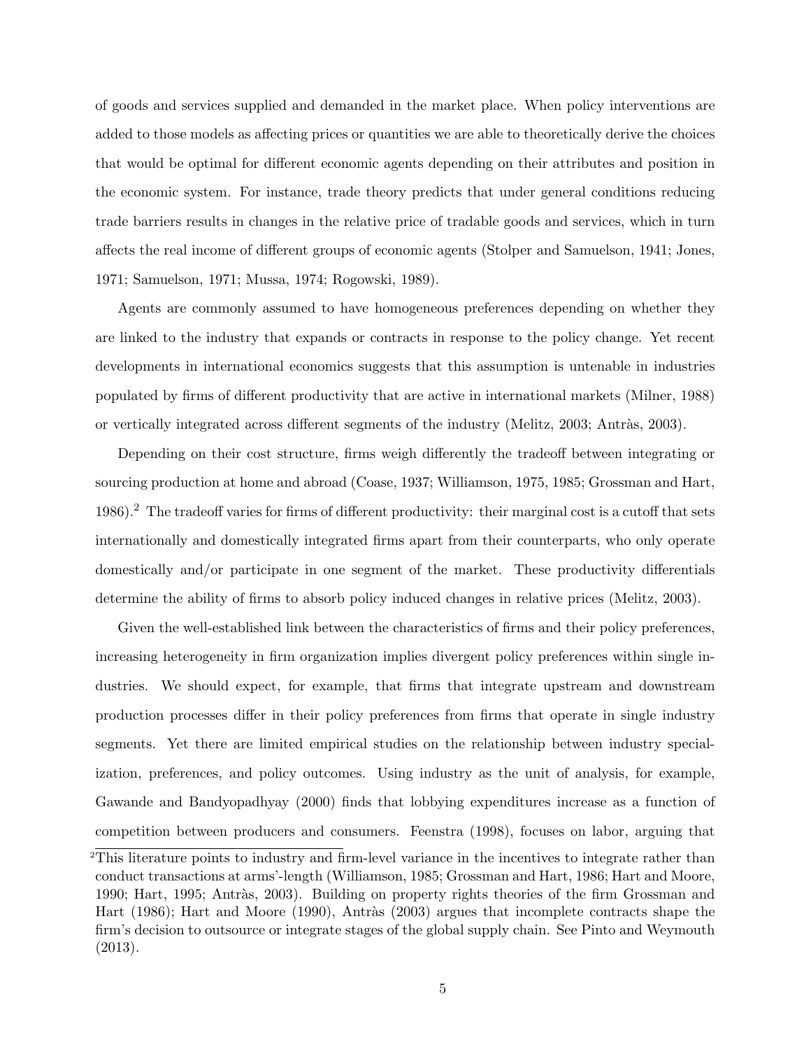of goods and services supplied and demanded in the market place. When policy interventions are added to those models as affecting prices or quantities we are able to theoretically derive the choices that would be optimal for different economic agents depending on their attributes and position in the economic system. For instance, trade theory predicts that under general conditions reducing trade barriers results in changes in the relative price of tradable goods and services, which in turn affects the real income of different groups of economic agents (Stolper and Samuelson, 1941; Jones, 1971; Samuelson, 1971; Mussa, 1974; Rogowski, 1989).

Agents are commonly assumed to have homogeneous preferences depending on whether they are linked to the industry that expands or contracts in response to the policy change. Yet recent developments in international economics suggests that this assumption is untenable in industries populated by firms of different productivity that are active in international markets (Milner, 1988) or vertically integrated across different segments of the industry (Melitz, 2003; Antràs, 2003).

Depending on their cost structure, firms weigh differently the tradeoff between integrating or sourcing production at home and abroad (Coase, 1937; Williamson, 1975, 1985; Grossman and Hart, 1986).[2] The tradeoff varies for firms of different productivity: their marginal cost is a cutoff that sets internationally and domestically integrated firms apart from their counterparts, who only operate domestically and/or participate in one segment of the market. These productivity differentials determine the ability of firms to absorb policy induced changes in relative prices (Melitz, 2003).

Given the well-established link between the characteristics of firms and their policy preferences, increasing heterogeneity in firm organization implies divergent policy preferences within single industries. We should expect, for example, that firms that integrate upstream and downstream production processes differ in their policy preferences from firms that operate in single industry segments. Yet there are limited empirical studies on the relationship between industry specialization, preferences, and policy outcomes. Using industry as the unit of analysis, for example, Gawande and Bandyopadhyay (2000) finds that lobbying expenditures increase as a function of competition between producers and consumers. Feenstra (1998), focuses on labor, arguing that

[2] This literature points to industry and firm-level variance in the incentives to integrate rather than conduct transactions at arms'-length (Williamson, 1985; Grossman and Hart, 1986; Hart and Moore, 1990; Hart, 1995; Antràs, 2003). Building on property rights theories of the firm Grossman and Hart (1986); Hart and Moore (1990), Antràs (2003) argues that incomplete contracts shape the firm's decision to outsource or integrate stages of the global supply chain. See Pinto and Weymouth (2013).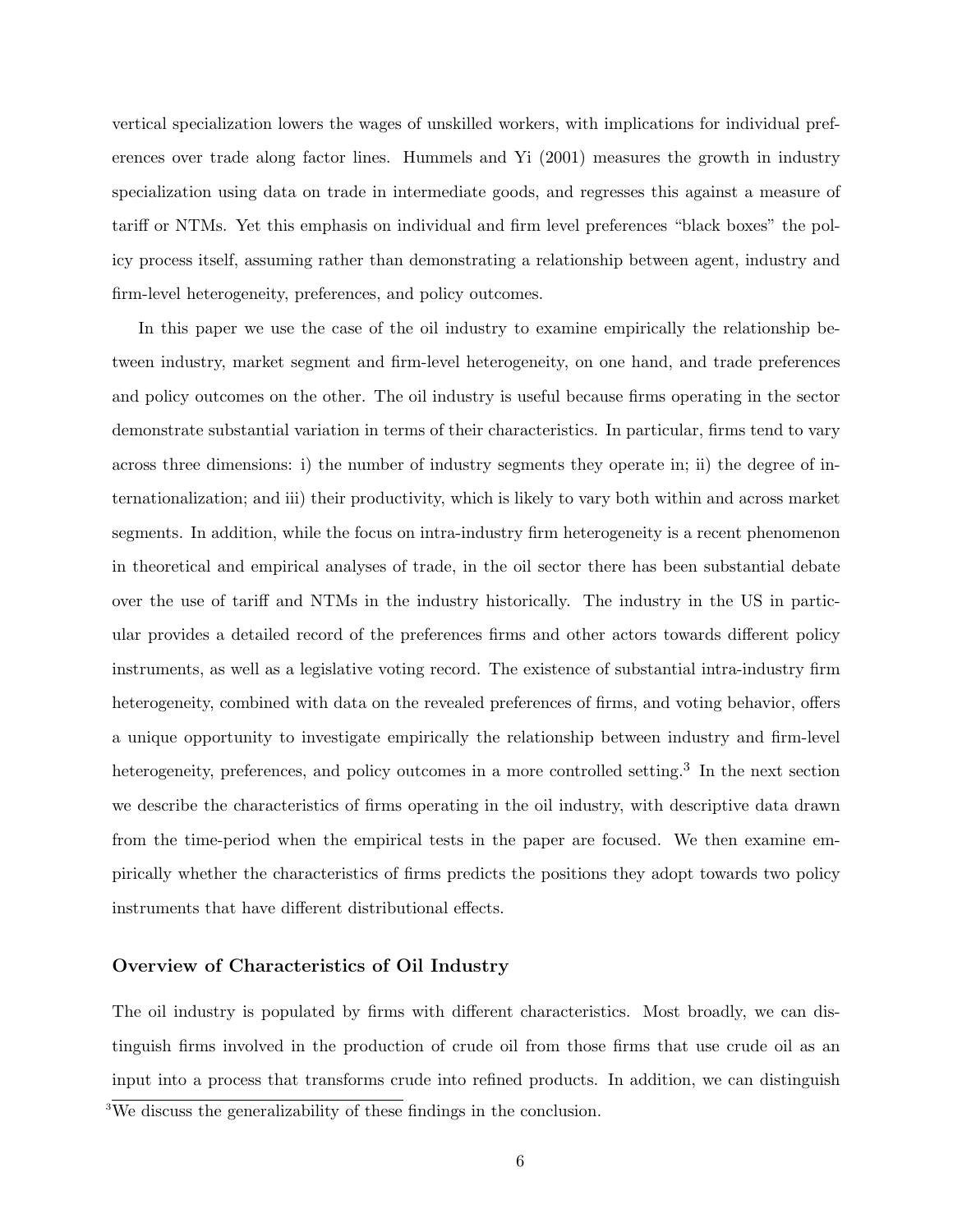vertical specialization lowers the wages of unskilled workers, with implications for individual preferences over trade along factor lines. Hummels and Yi (2001) measures the growth in industry specialization using data on trade in intermediate goods, and regresses this against a measure of tariff or NTMs. Yet this emphasis on individual and firm level preferences "black boxes" the policy process itself, assuming rather than demonstrating a relationship between agent, industry and firm-level heterogeneity, preferences, and policy outcomes.

In this paper we use the case of the oil industry to examine empirically the relationship between industry, market segment and firm-level heterogeneity, on one hand, and trade preferences and policy outcomes on the other. The oil industry is useful because firms operating in the sector demonstrate substantial variation in terms of their characteristics. In particular, firms tend to vary across three dimensions: i) the number of industry segments they operate in; ii) the degree of internationalization; and iii) their productivity, which is likely to vary both within and across market segments. In addition, while the focus on intra-industry firm heterogeneity is a recent phenomenon in theoretical and empirical analyses of trade, in the oil sector there has been substantial debate over the use of tariff and NTMs in the industry historically. The industry in the US in particular provides a detailed record of the preferences firms and other actors towards different policy instruments, as well as a legislative voting record. The existence of substantial intra-industry firm heterogeneity, combined with data on the revealed preferences of firms, and voting behavior, offers a unique opportunity to investigate empirically the relationship between industry and firm-level heterogeneity, preferences, and policy outcomes in a more controlled setting.[3] In the next section we describe the characteristics of firms operating in the oil industry, with descriptive data drawn from the time-period when the empirical tests in the paper are focused. We then examine empirically whether the characteristics of firms predicts the positions they adopt towards two policy instruments that have different distributional effects.

### Overview of Characteristics of Oil Industry

The oil industry is populated by firms with different characteristics. Most broadly, we can distinguish firms involved in the production of crude oil from those firms that use crude oil as an input into a process that transforms crude into refined products. In addition, we can distinguish

[3] We discuss the generalizability of these findings in the conclusion.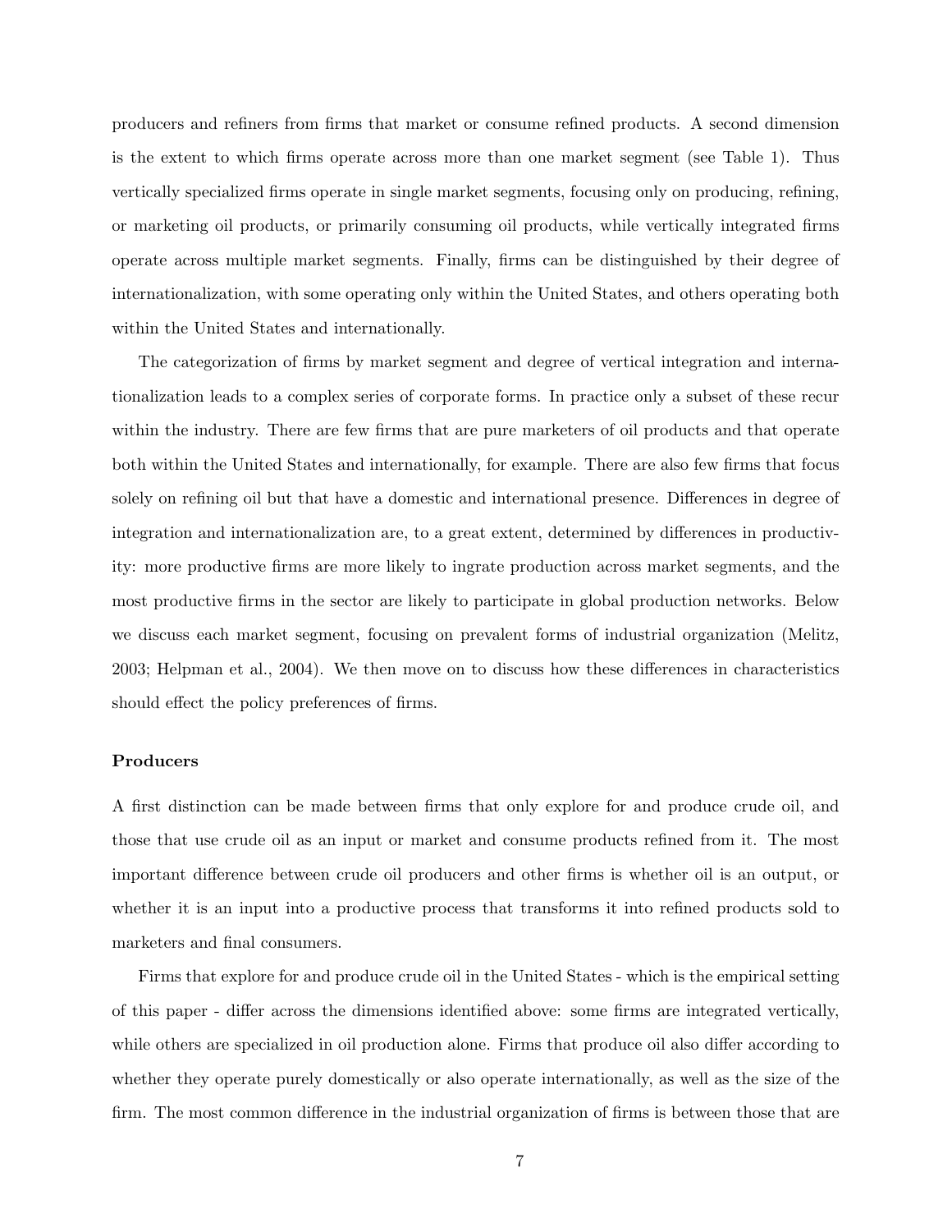producers and refiners from firms that market or consume refined products. A second dimension is the extent to which firms operate across more than one market segment (see Table 1). Thus vertically specialized firms operate in single market segments, focusing only on producing, refining, or marketing oil products, or primarily consuming oil products, while vertically integrated firms operate across multiple market segments. Finally, firms can be distinguished by their degree of internationalization, with some operating only within the United States, and others operating both within the United States and internationally.

The categorization of firms by market segment and degree of vertical integration and internationalization leads to a complex series of corporate forms. In practice only a subset of these recur within the industry. There are few firms that are pure marketers of oil products and that operate both within the United States and internationally, for example. There are also few firms that focus solely on refining oil but that have a domestic and international presence. Differences in degree of integration and internationalization are, to a great extent, determined by differences in productivity: more productive firms are more likely to ingrate production across market segments, and the most productive firms in the sector are likely to participate in global production networks. Below we discuss each market segment, focusing on prevalent forms of industrial organization (Melitz, 2003; Helpman et al., 2004). We then move on to discuss how these differences in characteristics should effect the policy preferences of firms.

**Producers**

A first distinction can be made between firms that only explore for and produce crude oil, and those that use crude oil as an input or market and consume products refined from it. The most important difference between crude oil producers and other firms is whether oil is an output, or whether it is an input into a productive process that transforms it into refined products sold to marketers and final consumers.

Firms that explore for and produce crude oil in the United States - which is the empirical setting of this paper - differ across the dimensions identified above: some firms are integrated vertically, while others are specialized in oil production alone. Firms that produce oil also differ according to whether they operate purely domestically or also operate internationally, as well as the size of the firm. The most common difference in the industrial organization of firms is between those that are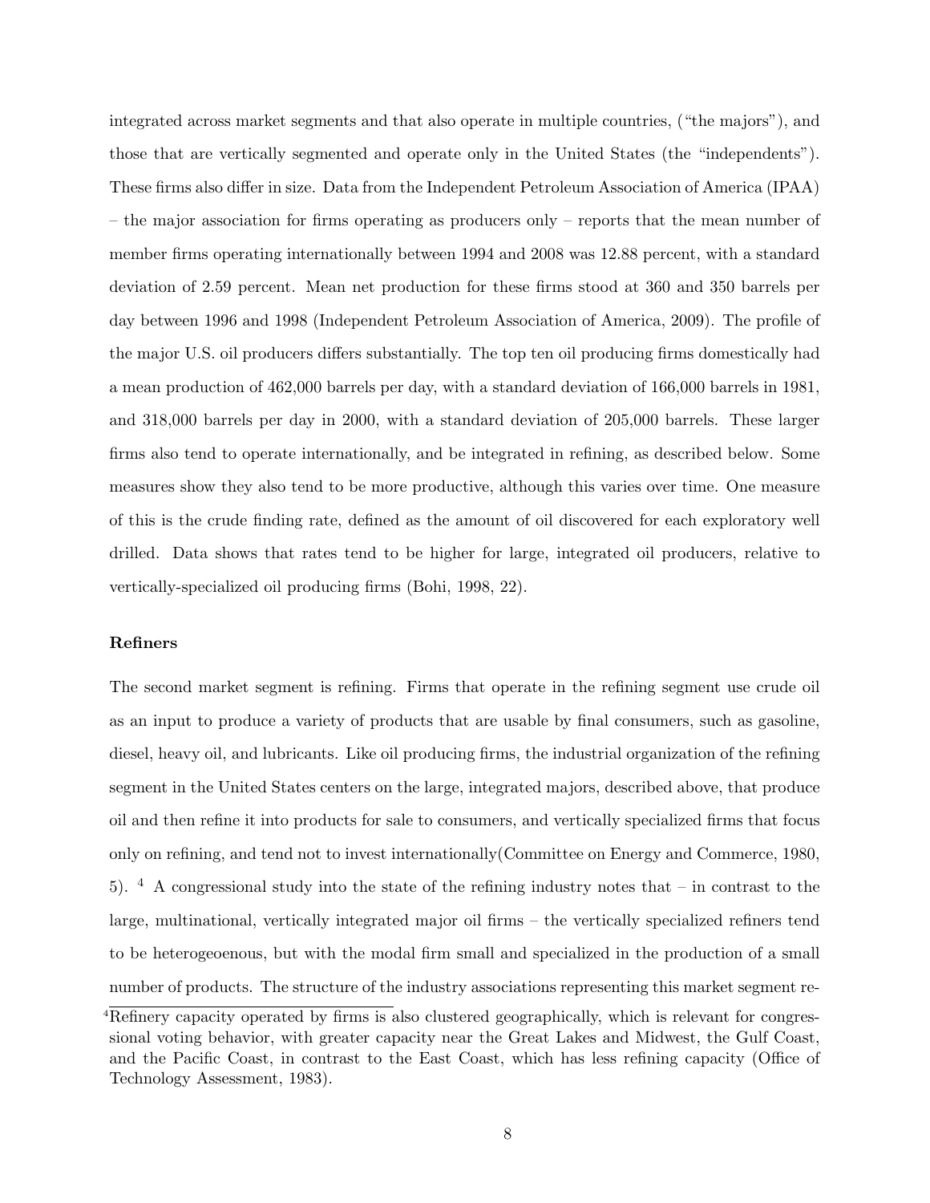integrated across market segments and that also operate in multiple countries, ("the majors"), and those that are vertically segmented and operate only in the United States (the "independents"). These firms also differ in size. Data from the Independent Petroleum Association of America (IPAA) – the major association for firms operating as producers only – reports that the mean number of member firms operating internationally between 1994 and 2008 was 12.88 percent, with a standard deviation of 2.59 percent. Mean net production for these firms stood at 360 and 350 barrels per day between 1996 and 1998 (Independent Petroleum Association of America, 2009). The profile of the major U.S. oil producers differs substantially. The top ten oil producing firms domestically had a mean production of 462,000 barrels per day, with a standard deviation of 166,000 barrels in 1981, and 318,000 barrels per day in 2000, with a standard deviation of 205,000 barrels. These larger firms also tend to operate internationally, and be integrated in refining, as described below. Some measures show they also tend to be more productive, although this varies over time. One measure of this is the crude finding rate, defined as the amount of oil discovered for each exploratory well drilled. Data shows that rates tend to be higher for large, integrated oil producers, relative to vertically-specialized oil producing firms (Bohi, 1998, 22).

**Refiners**

The second market segment is refining. Firms that operate in the refining segment use crude oil as an input to produce a variety of products that are usable by final consumers, such as gasoline, diesel, heavy oil, and lubricants. Like oil producing firms, the industrial organization of the refining segment in the United States centers on the large, integrated majors, described above, that produce oil and then refine it into products for sale to consumers, and vertically specialized firms that focus only on refining, and tend not to invest internationally(Committee on Energy and Commerce, 1980, 5). [4] A congressional study into the state of the refining industry notes that – in contrast to the large, multinational, vertically integrated major oil firms – the vertically specialized refiners tend to be heterogeoenous, but with the modal firm small and specialized in the production of a small number of products. The structure of the industry associations representing this market segment re-

[4]Refinery capacity operated by firms is also clustered geographically, which is relevant for congressional voting behavior, with greater capacity near the Great Lakes and Midwest, the Gulf Coast, and the Pacific Coast, in contrast to the East Coast, which has less refining capacity (Office of Technology Assessment, 1983).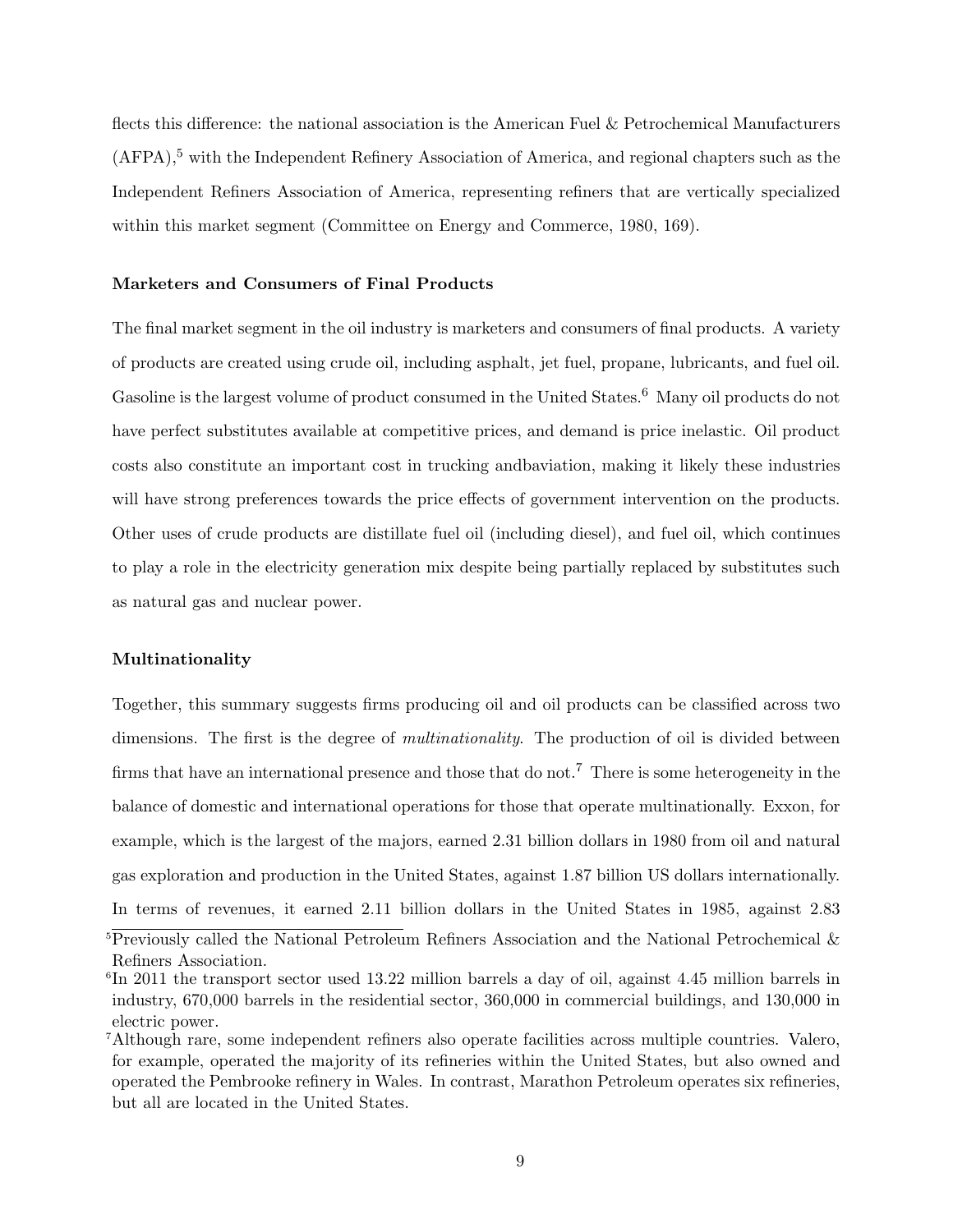flects this difference: the national association is the American Fuel & Petrochemical Manufacturers (AFPA),[5] with the Independent Refinery Association of America, and regional chapters such as the Independent Refiners Association of America, representing refiners that are vertically specialized within this market segment (Committee on Energy and Commerce, 1980, 169).

### Marketers and Consumers of Final Products

The final market segment in the oil industry is marketers and consumers of final products. A variety of products are created using crude oil, including asphalt, jet fuel, propane, lubricants, and fuel oil. Gasoline is the largest volume of product consumed in the United States.[6] Many oil products do not have perfect substitutes available at competitive prices, and demand is price inelastic. Oil product costs also constitute an important cost in trucking andbaviation, making it likely these industries will have strong preferences towards the price effects of government intervention on the products. Other uses of crude products are distillate fuel oil (including diesel), and fuel oil, which continues to play a role in the electricity generation mix despite being partially replaced by substitutes such as natural gas and nuclear power.

### Multinationality

Together, this summary suggests firms producing oil and oil products can be classified across two dimensions. The first is the degree of *multinationality*. The production of oil is divided between firms that have an international presence and those that do not.[7] There is some heterogeneity in the balance of domestic and international operations for those that operate multinationally. Exxon, for example, which is the largest of the majors, earned 2.31 billion dollars in 1980 from oil and natural gas exploration and production in the United States, against 1.87 billion US dollars internationally. In terms of revenues, it earned 2.11 billion dollars in the United States in 1985, against 2.83

[5] Previously called the National Petroleum Refiners Association and the National Petrochemical & Refiners Association.

[6] In 2011 the transport sector used 13.22 million barrels a day of oil, against 4.45 million barrels in industry, 670,000 barrels in the residential sector, 360,000 in commercial buildings, and 130,000 in electric power.

[7] Although rare, some independent refiners also operate facilities across multiple countries. Valero, for example, operated the majority of its refineries within the United States, but also owned and operated the Pembrooke refinery in Wales. In contrast, Marathon Petroleum operates six refineries, but all are located in the United States.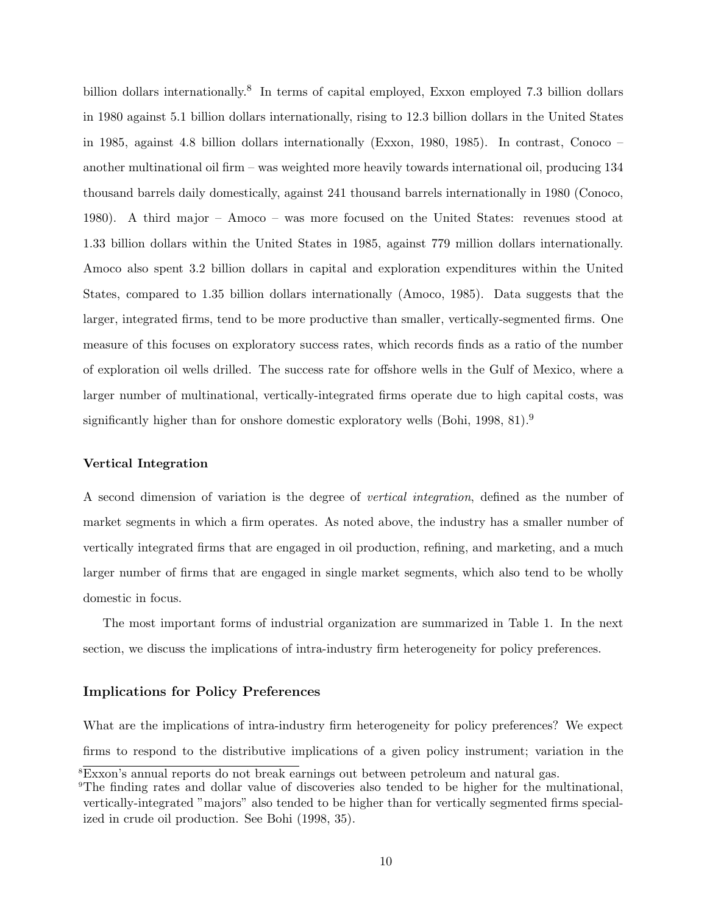billion dollars internationally.[8] In terms of capital employed, Exxon employed 7.3 billion dollars in 1980 against 5.1 billion dollars internationally, rising to 12.3 billion dollars in the United States in 1985, against 4.8 billion dollars internationally (Exxon, 1980, 1985). In contrast, Conoco – another multinational oil firm – was weighted more heavily towards international oil, producing 134 thousand barrels daily domestically, against 241 thousand barrels internationally in 1980 (Conoco, 1980). A third major – Amoco – was more focused on the United States: revenues stood at 1.33 billion dollars within the United States in 1985, against 779 million dollars internationally. Amoco also spent 3.2 billion dollars in capital and exploration expenditures within the United States, compared to 1.35 billion dollars internationally (Amoco, 1985). Data suggests that the larger, integrated firms, tend to be more productive than smaller, vertically-segmented firms. One measure of this focuses on exploratory success rates, which records finds as a ratio of the number of exploration oil wells drilled. The success rate for offshore wells in the Gulf of Mexico, where a larger number of multinational, vertically-integrated firms operate due to high capital costs, was significantly higher than for onshore domestic exploratory wells (Bohi, 1998, 81).[9]

#### Vertical Integration

A second dimension of variation is the degree of *vertical integration*, defined as the number of market segments in which a firm operates. As noted above, the industry has a smaller number of vertically integrated firms that are engaged in oil production, refining, and marketing, and a much larger number of firms that are engaged in single market segments, which also tend to be wholly domestic in focus.

The most important forms of industrial organization are summarized in Table 1. In the next section, we discuss the implications of intra-industry firm heterogeneity for policy preferences.

### Implications for Policy Preferences

What are the implications of intra-industry firm heterogeneity for policy preferences? We expect firms to respond to the distributive implications of a given policy instrument; variation in the

[8] Exxon's annual reports do not break earnings out between petroleum and natural gas.

[9] The finding rates and dollar value of discoveries also tended to be higher for the multinational, vertically-integrated "majors" also tended to be higher than for vertically segmented firms specialized in crude oil production. See Bohi (1998, 35).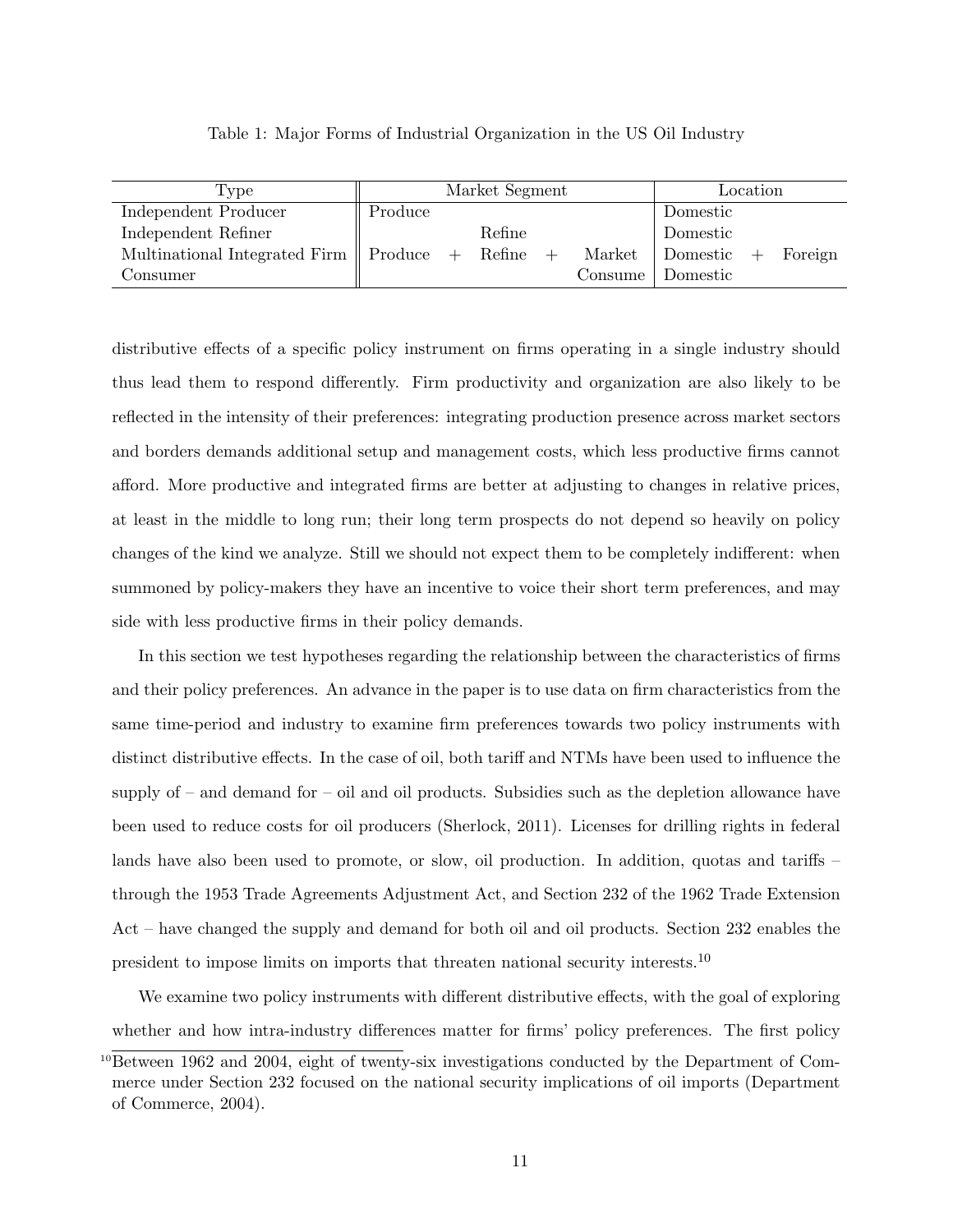Table 1: Major Forms of Industrial Organization in the US Oil Industry

| Type | Market Segment | | | | | Location | | |
|---|---|---|---|---|---|---|---|---|
| Independent Producer | Produce | | | | | Domestic | | |
| Independent Refiner | | | Refine | | | Domestic | | |
| Multinational Integrated Firm | Produce | + | Refine | + | Market | Domestic | + | Foreign |
| Consumer | | | | | Consume | Domestic | | |

distributive effects of a specific policy instrument on firms operating in a single industry should thus lead them to respond differently. Firm productivity and organization are also likely to be reflected in the intensity of their preferences: integrating production presence across market sectors and borders demands additional setup and management costs, which less productive firms cannot afford. More productive and integrated firms are better at adjusting to changes in relative prices, at least in the middle to long run; their long term prospects do not depend so heavily on policy changes of the kind we analyze. Still we should not expect them to be completely indifferent: when summoned by policy-makers they have an incentive to voice their short term preferences, and may side with less productive firms in their policy demands.

In this section we test hypotheses regarding the relationship between the characteristics of firms and their policy preferences. An advance in the paper is to use data on firm characteristics from the same time-period and industry to examine firm preferences towards two policy instruments with distinct distributive effects. In the case of oil, both tariff and NTMs have been used to influence the supply of – and demand for – oil and oil products. Subsidies such as the depletion allowance have been used to reduce costs for oil producers (Sherlock, 2011). Licenses for drilling rights in federal lands have also been used to promote, or slow, oil production. In addition, quotas and tariffs – through the 1953 Trade Agreements Adjustment Act, and Section 232 of the 1962 Trade Extension Act – have changed the supply and demand for both oil and oil products. Section 232 enables the president to impose limits on imports that threaten national security interests.[10]

We examine two policy instruments with different distributive effects, with the goal of exploring whether and how intra-industry differences matter for firms' policy preferences. The first policy

[10] Between 1962 and 2004, eight of twenty-six investigations conducted by the Department of Commerce under Section 232 focused on the national security implications of oil imports (Department of Commerce, 2004).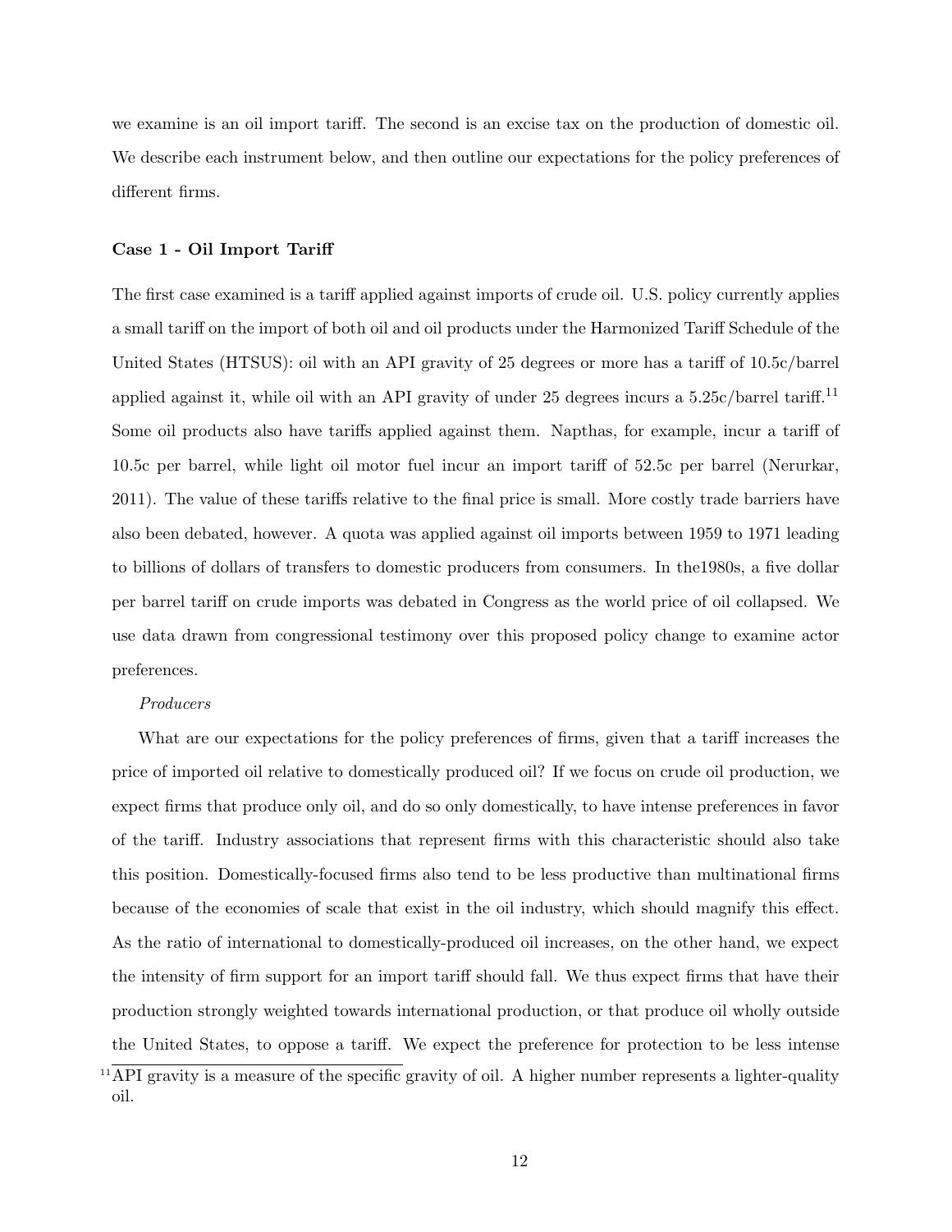we examine is an oil import tariff. The second is an excise tax on the production of domestic oil. We describe each instrument below, and then outline our expectations for the policy preferences of different firms.

**Case 1 - Oil Import Tariff**

The first case examined is a tariff applied against imports of crude oil. U.S. policy currently applies a small tariff on the import of both oil and oil products under the Harmonized Tariff Schedule of the United States (HTSUS): oil with an API gravity of 25 degrees or more has a tariff of 10.5c/barrel applied against it, while oil with an API gravity of under 25 degrees incurs a 5.25c/barrel tariff.[11] Some oil products also have tariffs applied against them. Napthas, for example, incur a tariff of 10.5c per barrel, while light oil motor fuel incur an import tariff of 52.5c per barrel (Nerurkar, 2011). The value of these tariffs relative to the final price is small. More costly trade barriers have also been debated, however. A quota was applied against oil imports between 1959 to 1971 leading to billions of dollars of transfers to domestic producers from consumers. In the1980s, a five dollar per barrel tariff on crude imports was debated in Congress as the world price of oil collapsed. We use data drawn from congressional testimony over this proposed policy change to examine actor preferences.

*Producers*

What are our expectations for the policy preferences of firms, given that a tariff increases the price of imported oil relative to domestically produced oil? If we focus on crude oil production, we expect firms that produce only oil, and do so only domestically, to have intense preferences in favor of the tariff. Industry associations that represent firms with this characteristic should also take this position. Domestically-focused firms also tend to be less productive than multinational firms because of the economies of scale that exist in the oil industry, which should magnify this effect. As the ratio of international to domestically-produced oil increases, on the other hand, we expect the intensity of firm support for an import tariff should fall. We thus expect firms that have their production strongly weighted towards international production, or that produce oil wholly outside the United States, to oppose a tariff. We expect the preference for protection to be less intense

[11] API gravity is a measure of the specific gravity of oil. A higher number represents a lighter-quality oil.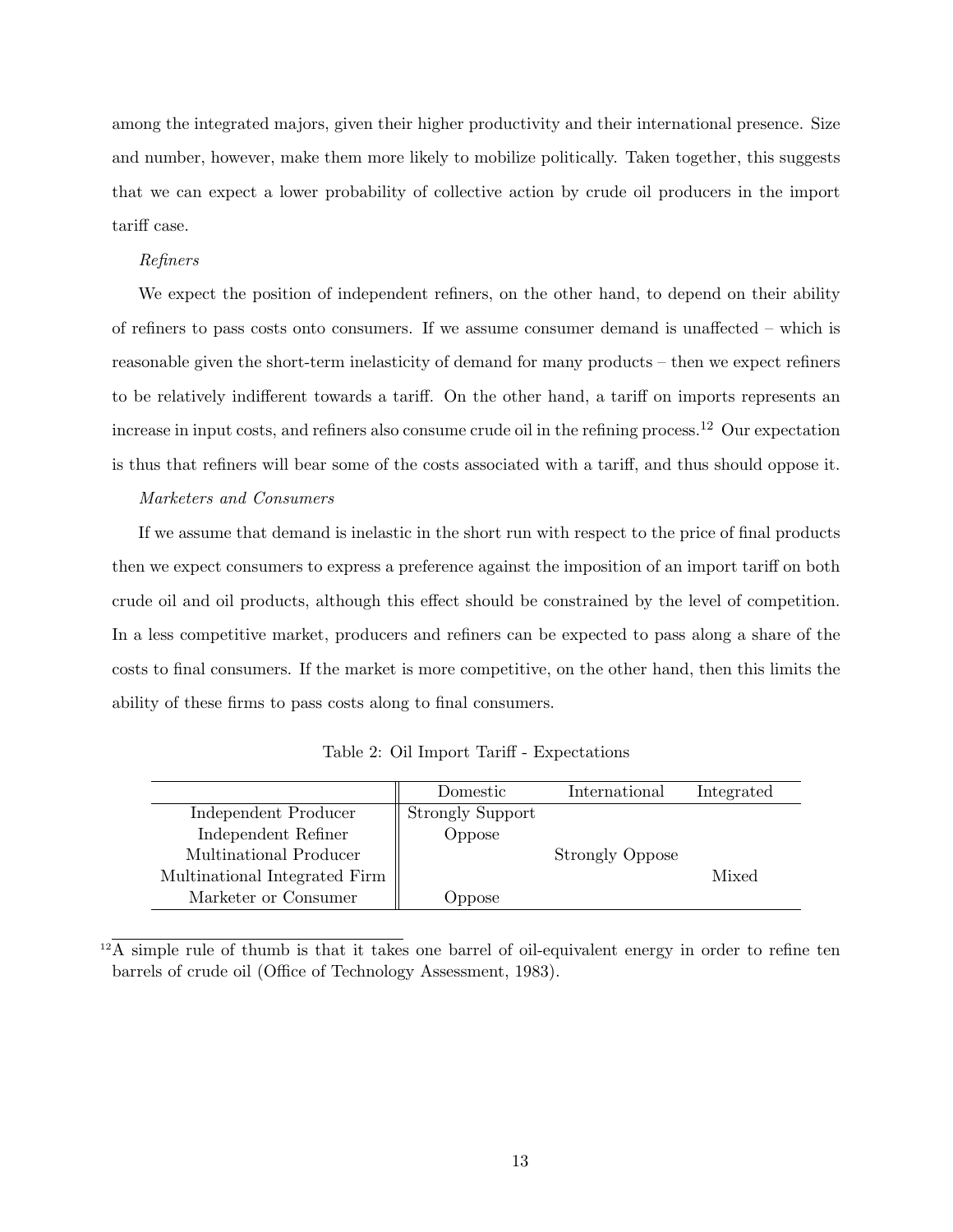among the integrated majors, given their higher productivity and their international presence. Size and number, however, make them more likely to mobilize politically. Taken together, this suggests that we can expect a lower probability of collective action by crude oil producers in the import tariff case.

*Refiners*

We expect the position of independent refiners, on the other hand, to depend on their ability of refiners to pass costs onto consumers. If we assume consumer demand is unaffected – which is reasonable given the short-term inelasticity of demand for many products – then we expect refiners to be relatively indifferent towards a tariff. On the other hand, a tariff on imports represents an increase in input costs, and refiners also consume crude oil in the refining process.[12] Our expectation is thus that refiners will bear some of the costs associated with a tariff, and thus should oppose it.

*Marketers and Consumers*

If we assume that demand is inelastic in the short run with respect to the price of final products then we expect consumers to express a preference against the imposition of an import tariff on both crude oil and oil products, although this effect should be constrained by the level of competition. In a less competitive market, producers and refiners can be expected to pass along a share of the costs to final consumers. If the market is more competitive, on the other hand, then this limits the ability of these firms to pass costs along to final consumers.

Table 2: Oil Import Tariff - Expectations

| | Domestic | International | Integrated |
|---|---|---|---|
| Independent Producer | Strongly Support | | |
| Independent Refiner | Oppose | | |
| Multinational Producer | | Strongly Oppose | |
| Multinational Integrated Firm | | | Mixed |
| Marketer or Consumer | Oppose | | |

[12] A simple rule of thumb is that it takes one barrel of oil-equivalent energy in order to refine ten barrels of crude oil (Office of Technology Assessment, 1983).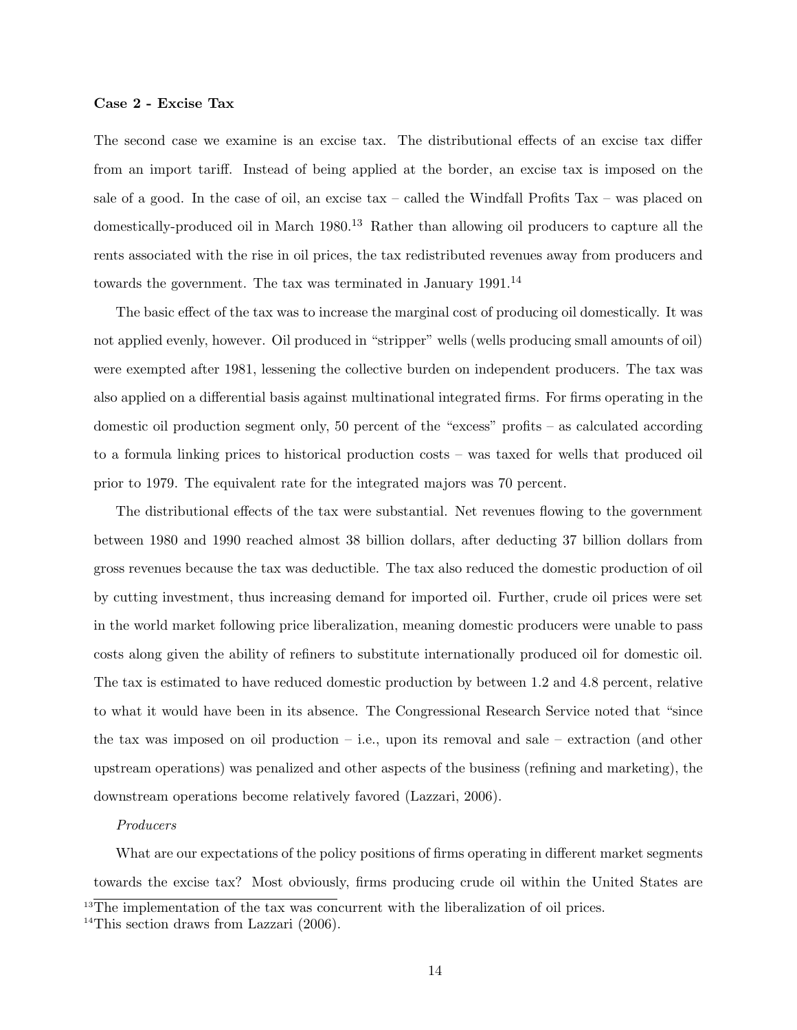**Case 2 - Excise Tax**

The second case we examine is an excise tax. The distributional effects of an excise tax differ from an import tariff. Instead of being applied at the border, an excise tax is imposed on the sale of a good. In the case of oil, an excise tax – called the Windfall Profits Tax – was placed on domestically-produced oil in March 1980.[13] Rather than allowing oil producers to capture all the rents associated with the rise in oil prices, the tax redistributed revenues away from producers and towards the government. The tax was terminated in January 1991.[14]

The basic effect of the tax was to increase the marginal cost of producing oil domestically. It was not applied evenly, however. Oil produced in "stripper" wells (wells producing small amounts of oil) were exempted after 1981, lessening the collective burden on independent producers. The tax was also applied on a differential basis against multinational integrated firms. For firms operating in the domestic oil production segment only, 50 percent of the "excess" profits – as calculated according to a formula linking prices to historical production costs – was taxed for wells that produced oil prior to 1979. The equivalent rate for the integrated majors was 70 percent.

The distributional effects of the tax were substantial. Net revenues flowing to the government between 1980 and 1990 reached almost 38 billion dollars, after deducting 37 billion dollars from gross revenues because the tax was deductible. The tax also reduced the domestic production of oil by cutting investment, thus increasing demand for imported oil. Further, crude oil prices were set in the world market following price liberalization, meaning domestic producers were unable to pass costs along given the ability of refiners to substitute internationally produced oil for domestic oil. The tax is estimated to have reduced domestic production by between 1.2 and 4.8 percent, relative to what it would have been in its absence. The Congressional Research Service noted that "since the tax was imposed on oil production – i.e., upon its removal and sale – extraction (and other upstream operations) was penalized and other aspects of the business (refining and marketing), the downstream operations become relatively favored (Lazzari, 2006).

*Producers*

What are our expectations of the policy positions of firms operating in different market segments towards the excise tax? Most obviously, firms producing crude oil within the United States are

[13] The implementation of the tax was concurrent with the liberalization of oil prices.

[14] This section draws from Lazzari (2006).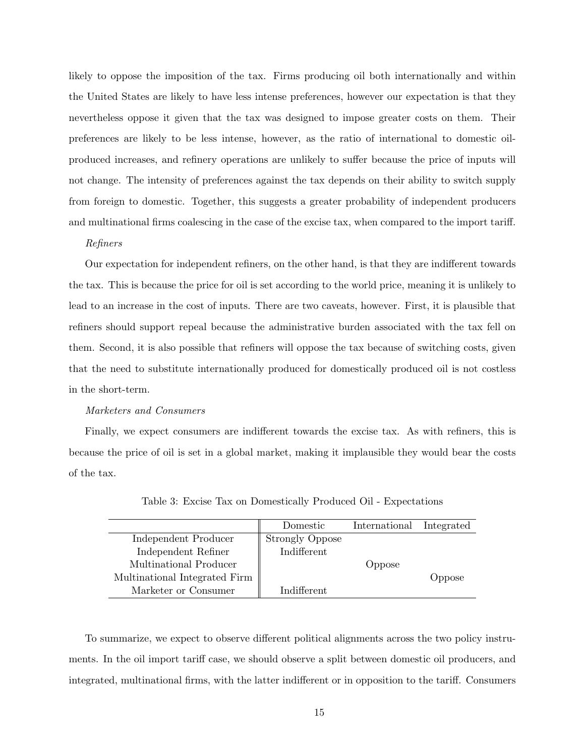likely to oppose the imposition of the tax. Firms producing oil both internationally and within the United States are likely to have less intense preferences, however our expectation is that they nevertheless oppose it given that the tax was designed to impose greater costs on them. Their preferences are likely to be less intense, however, as the ratio of international to domestic oil-produced increases, and refinery operations are unlikely to suffer because the price of inputs will not change. The intensity of preferences against the tax depends on their ability to switch supply from foreign to domestic. Together, this suggests a greater probability of independent producers and multinational firms coalescing in the case of the excise tax, when compared to the import tariff.

*Refiners*

Our expectation for independent refiners, on the other hand, is that they are indifferent towards the tax. This is because the price for oil is set according to the world price, meaning it is unlikely to lead to an increase in the cost of inputs. There are two caveats, however. First, it is plausible that refiners should support repeal because the administrative burden associated with the tax fell on them. Second, it is also possible that refiners will oppose the tax because of switching costs, given that the need to substitute internationally produced for domestically produced oil is not costless in the short-term.

*Marketers and Consumers*

Finally, we expect consumers are indifferent towards the excise tax. As with refiners, this is because the price of oil is set in a global market, making it implausible they would bear the costs of the tax.

Table 3: Excise Tax on Domestically Produced Oil - Expectations

| | Domestic | International | Integrated |
|---|---|---|---|
| Independent Producer | Strongly Oppose | | |
| Independent Refiner | Indifferent | | |
| Multinational Producer | | Oppose | |
| Multinational Integrated Firm | | | Oppose |
| Marketer or Consumer | Indifferent | | |

To summarize, we expect to observe different political alignments across the two policy instruments. In the oil import tariff case, we should observe a split between domestic oil producers, and integrated, multinational firms, with the latter indifferent or in opposition to the tariff. Consumers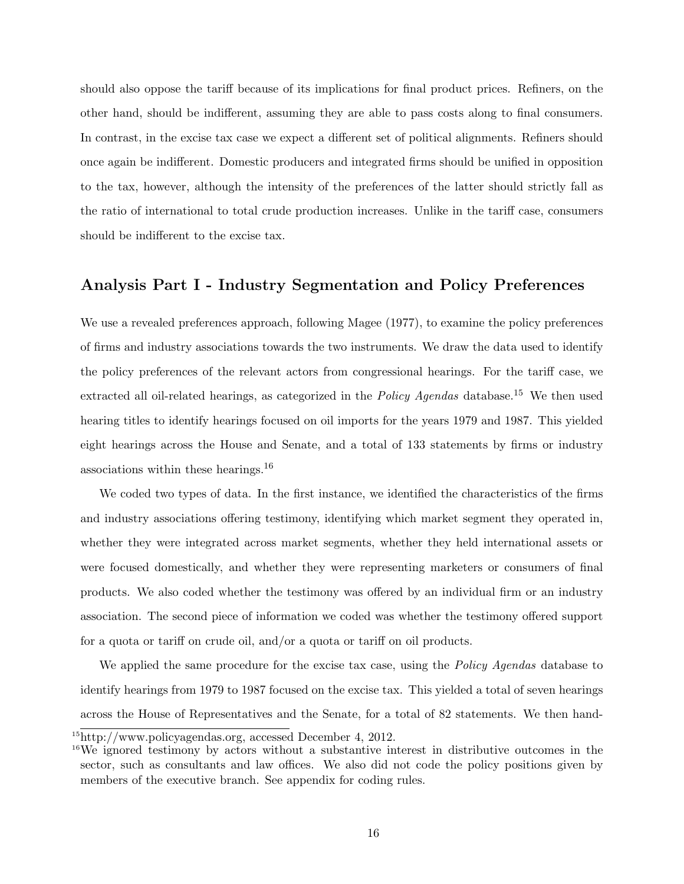should also oppose the tariff because of its implications for final product prices. Refiners, on the other hand, should be indifferent, assuming they are able to pass costs along to final consumers. In contrast, in the excise tax case we expect a different set of political alignments. Refiners should once again be indifferent. Domestic producers and integrated firms should be unified in opposition to the tax, however, although the intensity of the preferences of the latter should strictly fall as the ratio of international to total crude production increases. Unlike in the tariff case, consumers should be indifferent to the excise tax.

## Analysis Part I - Industry Segmentation and Policy Preferences

We use a revealed preferences approach, following Magee (1977), to examine the policy preferences of firms and industry associations towards the two instruments. We draw the data used to identify the policy preferences of the relevant actors from congressional hearings. For the tariff case, we extracted all oil-related hearings, as categorized in the *Policy Agendas* database.[15] We then used hearing titles to identify hearings focused on oil imports for the years 1979 and 1987. This yielded eight hearings across the House and Senate, and a total of 133 statements by firms or industry associations within these hearings.[16]

We coded two types of data. In the first instance, we identified the characteristics of the firms and industry associations offering testimony, identifying which market segment they operated in, whether they were integrated across market segments, whether they held international assets or were focused domestically, and whether they were representing marketers or consumers of final products. We also coded whether the testimony was offered by an individual firm or an industry association. The second piece of information we coded was whether the testimony offered support for a quota or tariff on crude oil, and/or a quota or tariff on oil products.

We applied the same procedure for the excise tax case, using the *Policy Agendas* database to identify hearings from 1979 to 1987 focused on the excise tax. This yielded a total of seven hearings across the House of Representatives and the Senate, for a total of 82 statements. We then hand-

[15] http://www.policyagendas.org, accessed December 4, 2012.

[16] We ignored testimony by actors without a substantive interest in distributive outcomes in the sector, such as consultants and law offices. We also did not code the policy positions given by members of the executive branch. See appendix for coding rules.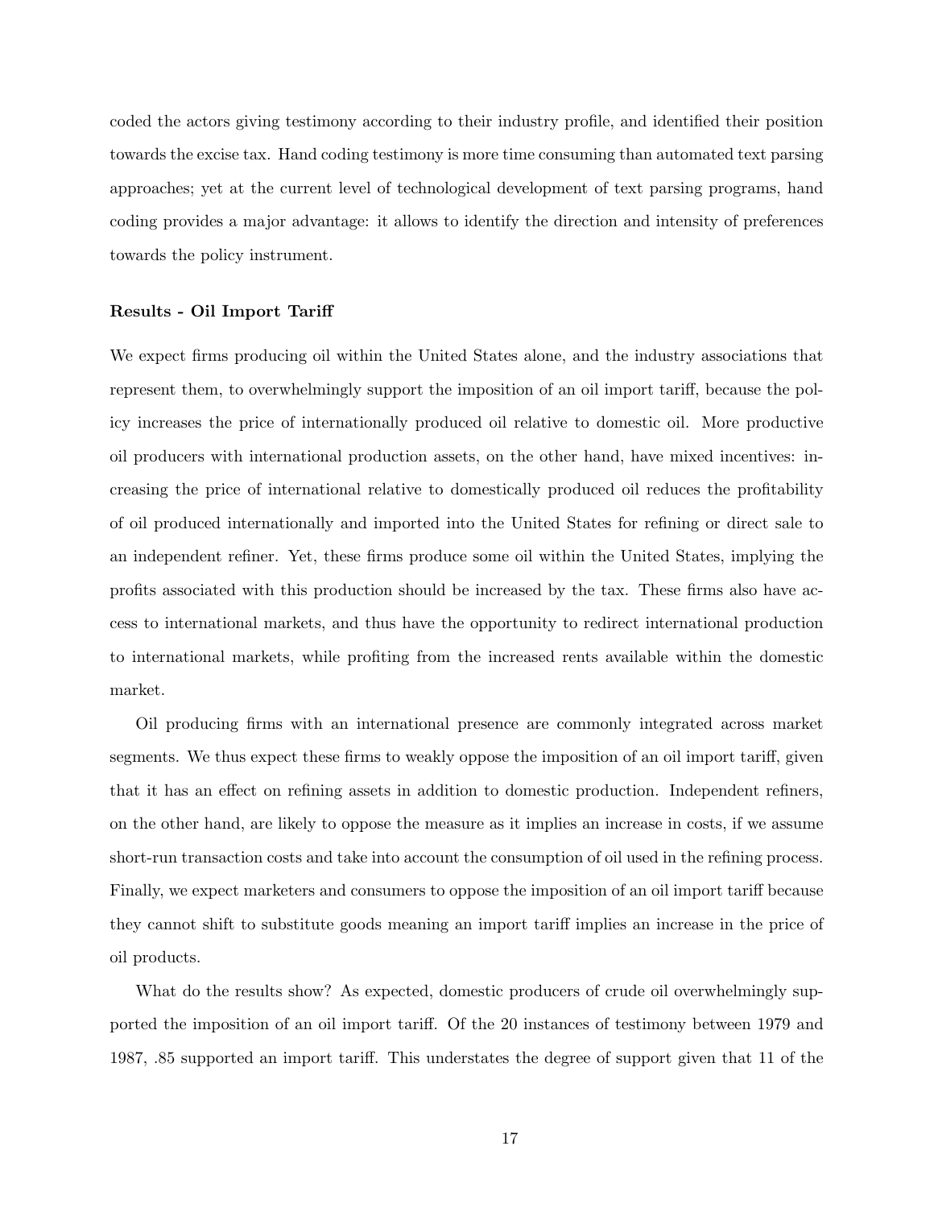coded the actors giving testimony according to their industry profile, and identified their position towards the excise tax. Hand coding testimony is more time consuming than automated text parsing approaches; yet at the current level of technological development of text parsing programs, hand coding provides a major advantage: it allows to identify the direction and intensity of preferences towards the policy instrument.

**Results - Oil Import Tariff**

We expect firms producing oil within the United States alone, and the industry associations that represent them, to overwhelmingly support the imposition of an oil import tariff, because the policy increases the price of internationally produced oil relative to domestic oil. More productive oil producers with international production assets, on the other hand, have mixed incentives: increasing the price of international relative to domestically produced oil reduces the profitability of oil produced internationally and imported into the United States for refining or direct sale to an independent refiner. Yet, these firms produce some oil within the United States, implying the profits associated with this production should be increased by the tax. These firms also have access to international markets, and thus have the opportunity to redirect international production to international markets, while profiting from the increased rents available within the domestic market.

Oil producing firms with an international presence are commonly integrated across market segments. We thus expect these firms to weakly oppose the imposition of an oil import tariff, given that it has an effect on refining assets in addition to domestic production. Independent refiners, on the other hand, are likely to oppose the measure as it implies an increase in costs, if we assume short-run transaction costs and take into account the consumption of oil used in the refining process. Finally, we expect marketers and consumers to oppose the imposition of an oil import tariff because they cannot shift to substitute goods meaning an import tariff implies an increase in the price of oil products.

What do the results show? As expected, domestic producers of crude oil overwhelmingly supported the imposition of an oil import tariff. Of the 20 instances of testimony between 1979 and 1987, .85 supported an import tariff. This understates the degree of support given that 11 of the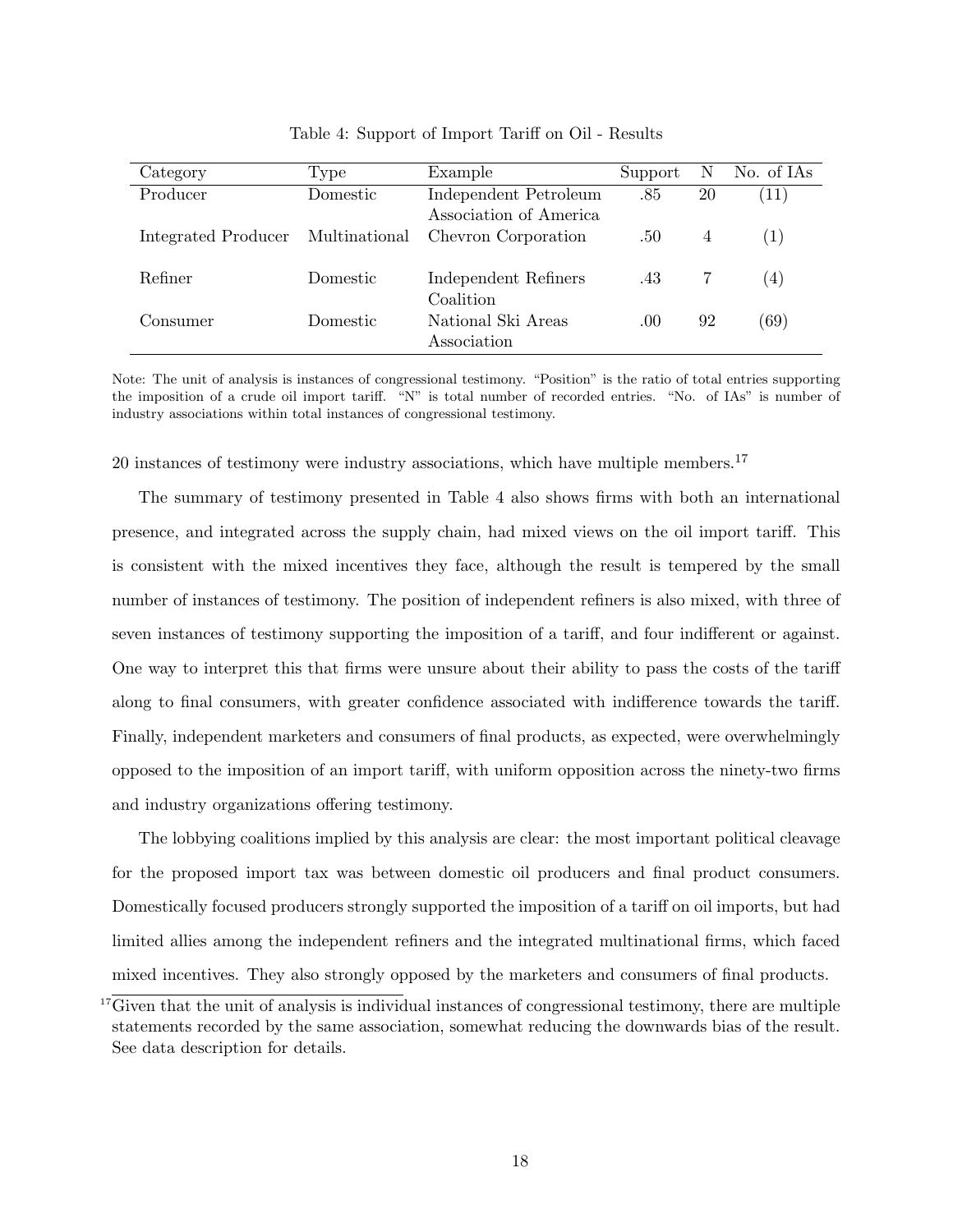Table 4: Support of Import Tariff on Oil - Results

| Category | Type | Example | Support | N | No. of IAs |
|---|---|---|---|---|---|
| Producer | Domestic | Independent Petroleum Association of America | .85 | 20 | (11) |
| Integrated Producer | Multinational | Chevron Corporation | .50 | 4 | (1) |
| Refiner | Domestic | Independent Refiners Coalition | .43 | 7 | (4) |
| Consumer | Domestic | National Ski Areas Association | .00 | 92 | (69) |

Note: The unit of analysis is instances of congressional testimony. "Position" is the ratio of total entries supporting the imposition of a crude oil import tariff. "N" is total number of recorded entries. "No. of IAs" is number of industry associations within total instances of congressional testimony.

20 instances of testimony were industry associations, which have multiple members.[17]

The summary of testimony presented in Table 4 also shows firms with both an international presence, and integrated across the supply chain, had mixed views on the oil import tariff. This is consistent with the mixed incentives they face, although the result is tempered by the small number of instances of testimony. The position of independent refiners is also mixed, with three of seven instances of testimony supporting the imposition of a tariff, and four indifferent or against. One way to interpret this that firms were unsure about their ability to pass the costs of the tariff along to final consumers, with greater confidence associated with indifference towards the tariff. Finally, independent marketers and consumers of final products, as expected, were overwhelmingly opposed to the imposition of an import tariff, with uniform opposition across the ninety-two firms and industry organizations offering testimony.

The lobbying coalitions implied by this analysis are clear: the most important political cleavage for the proposed import tax was between domestic oil producers and final product consumers. Domestically focused producers strongly supported the imposition of a tariff on oil imports, but had limited allies among the independent refiners and the integrated multinational firms, which faced mixed incentives. They also strongly opposed by the marketers and consumers of final products.

[17] Given that the unit of analysis is individual instances of congressional testimony, there are multiple statements recorded by the same association, somewhat reducing the downwards bias of the result. See data description for details.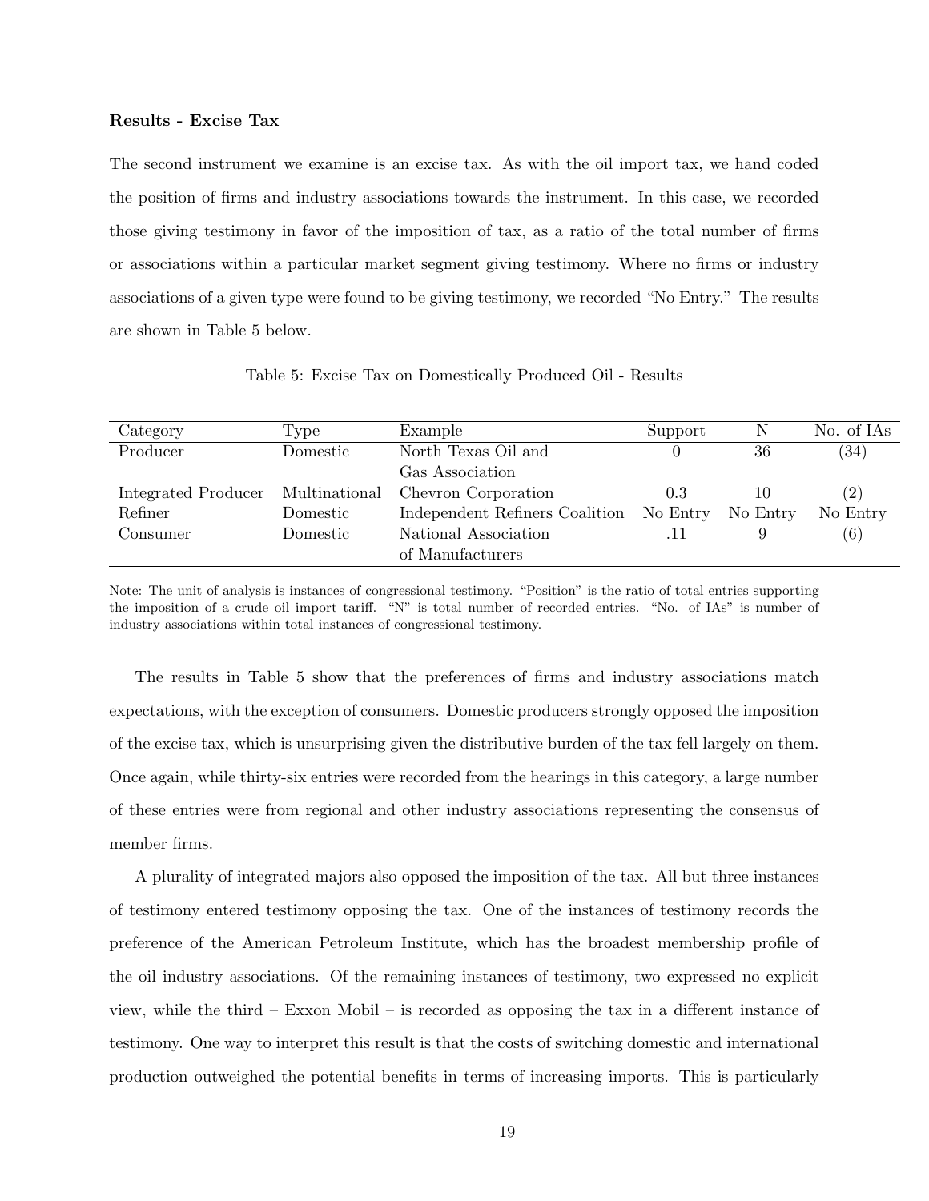**Results - Excise Tax**

The second instrument we examine is an excise tax. As with the oil import tax, we hand coded the position of firms and industry associations towards the instrument. In this case, we recorded those giving testimony in favor of the imposition of tax, as a ratio of the total number of firms or associations within a particular market segment giving testimony. Where no firms or industry associations of a given type were found to be giving testimony, we recorded "No Entry." The results are shown in Table 5 below.

Table 5: Excise Tax on Domestically Produced Oil - Results

| Category | Type | Example | Support | N | No. of IAs |
|---|---|---|---|---|---|
| Producer | Domestic | North Texas Oil and Gas Association | 0 | 36 | (34) |
| Integrated Producer | Multinational | Chevron Corporation | 0.3 | 10 | (2) |
| Refiner | Domestic | Independent Refiners Coalition | No Entry | No Entry | No Entry |
| Consumer | Domestic | National Association of Manufacturers | .11 | 9 | (6) |

Note: The unit of analysis is instances of congressional testimony. "Position" is the ratio of total entries supporting the imposition of a crude oil import tariff. "N" is total number of recorded entries. "No. of IAs" is number of industry associations within total instances of congressional testimony.

The results in Table 5 show that the preferences of firms and industry associations match expectations, with the exception of consumers. Domestic producers strongly opposed the imposition of the excise tax, which is unsurprising given the distributive burden of the tax fell largely on them. Once again, while thirty-six entries were recorded from the hearings in this category, a large number of these entries were from regional and other industry associations representing the consensus of member firms.

A plurality of integrated majors also opposed the imposition of the tax. All but three instances of testimony entered testimony opposing the tax. One of the instances of testimony records the preference of the American Petroleum Institute, which has the broadest membership profile of the oil industry associations. Of the remaining instances of testimony, two expressed no explicit view, while the third – Exxon Mobil – is recorded as opposing the tax in a different instance of testimony. One way to interpret this result is that the costs of switching domestic and international production outweighed the potential benefits in terms of increasing imports. This is particularly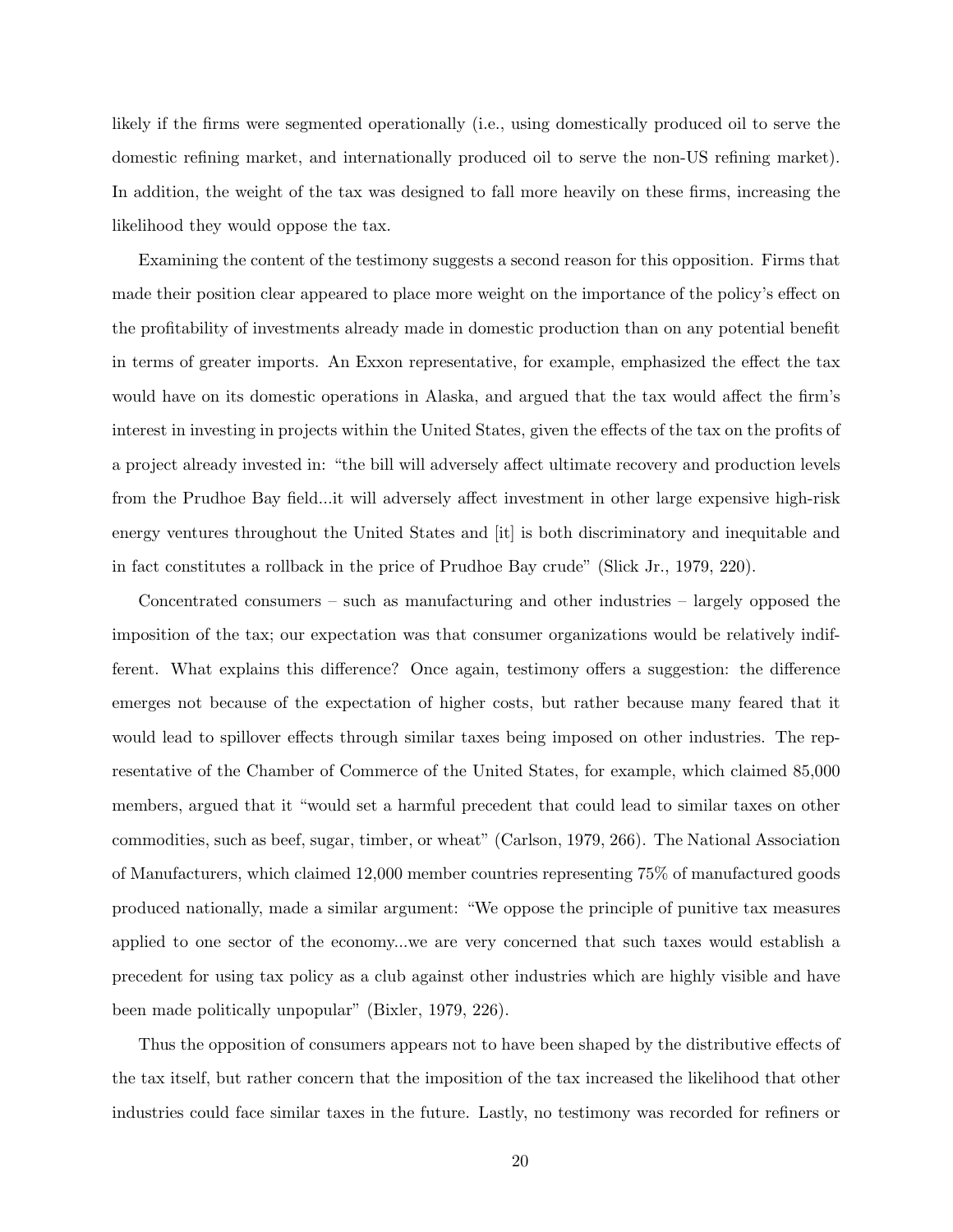likely if the firms were segmented operationally (i.e., using domestically produced oil to serve the domestic refining market, and internationally produced oil to serve the non-US refining market). In addition, the weight of the tax was designed to fall more heavily on these firms, increasing the likelihood they would oppose the tax.

Examining the content of the testimony suggests a second reason for this opposition. Firms that made their position clear appeared to place more weight on the importance of the policy's effect on the profitability of investments already made in domestic production than on any potential benefit in terms of greater imports. An Exxon representative, for example, emphasized the effect the tax would have on its domestic operations in Alaska, and argued that the tax would affect the firm's interest in investing in projects within the United States, given the effects of the tax on the profits of a project already invested in: "the bill will adversely affect ultimate recovery and production levels from the Prudhoe Bay field...it will adversely affect investment in other large expensive high-risk energy ventures throughout the United States and [it] is both discriminatory and inequitable and in fact constitutes a rollback in the price of Prudhoe Bay crude" (Slick Jr., 1979, 220).

Concentrated consumers – such as manufacturing and other industries – largely opposed the imposition of the tax; our expectation was that consumer organizations would be relatively indifferent. What explains this difference? Once again, testimony offers a suggestion: the difference emerges not because of the expectation of higher costs, but rather because many feared that it would lead to spillover effects through similar taxes being imposed on other industries. The representative of the Chamber of Commerce of the United States, for example, which claimed 85,000 members, argued that it "would set a harmful precedent that could lead to similar taxes on other commodities, such as beef, sugar, timber, or wheat" (Carlson, 1979, 266). The National Association of Manufacturers, which claimed 12,000 member countries representing 75% of manufactured goods produced nationally, made a similar argument: "We oppose the principle of punitive tax measures applied to one sector of the economy...we are very concerned that such taxes would establish a precedent for using tax policy as a club against other industries which are highly visible and have been made politically unpopular" (Bixler, 1979, 226).

Thus the opposition of consumers appears not to have been shaped by the distributive effects of the tax itself, but rather concern that the imposition of the tax increased the likelihood that other industries could face similar taxes in the future. Lastly, no testimony was recorded for refiners or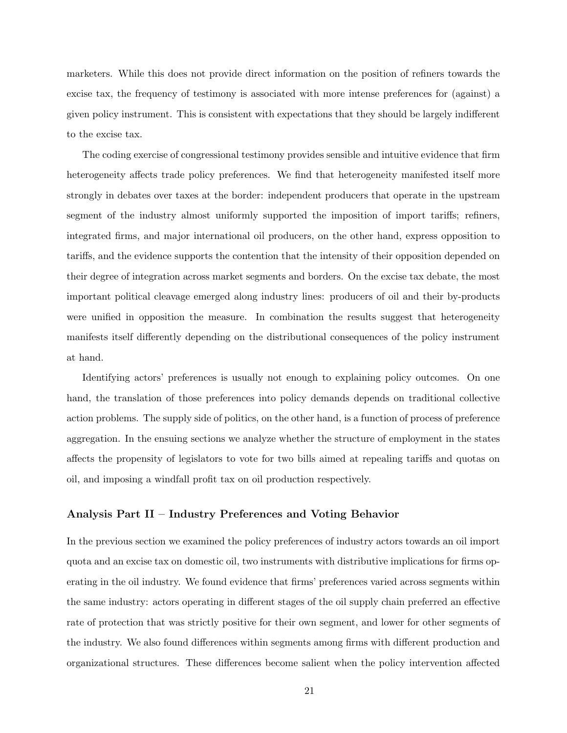marketers. While this does not provide direct information on the position of refiners towards the excise tax, the frequency of testimony is associated with more intense preferences for (against) a given policy instrument. This is consistent with expectations that they should be largely indifferent to the excise tax.

The coding exercise of congressional testimony provides sensible and intuitive evidence that firm heterogeneity affects trade policy preferences. We find that heterogeneity manifested itself more strongly in debates over taxes at the border: independent producers that operate in the upstream segment of the industry almost uniformly supported the imposition of import tariffs; refiners, integrated firms, and major international oil producers, on the other hand, express opposition to tariffs, and the evidence supports the contention that the intensity of their opposition depended on their degree of integration across market segments and borders. On the excise tax debate, the most important political cleavage emerged along industry lines: producers of oil and their by-products were unified in opposition the measure. In combination the results suggest that heterogeneity manifests itself differently depending on the distributional consequences of the policy instrument at hand.

Identifying actors' preferences is usually not enough to explaining policy outcomes. On one hand, the translation of those preferences into policy demands depends on traditional collective action problems. The supply side of politics, on the other hand, is a function of process of preference aggregation. In the ensuing sections we analyze whether the structure of employment in the states affects the propensity of legislators to vote for two bills aimed at repealing tariffs and quotas on oil, and imposing a windfall profit tax on oil production respectively.

### Analysis Part II – Industry Preferences and Voting Behavior

In the previous section we examined the policy preferences of industry actors towards an oil import quota and an excise tax on domestic oil, two instruments with distributive implications for firms operating in the oil industry. We found evidence that firms' preferences varied across segments within the same industry: actors operating in different stages of the oil supply chain preferred an effective rate of protection that was strictly positive for their own segment, and lower for other segments of the industry. We also found differences within segments among firms with different production and organizational structures. These differences become salient when the policy intervention affected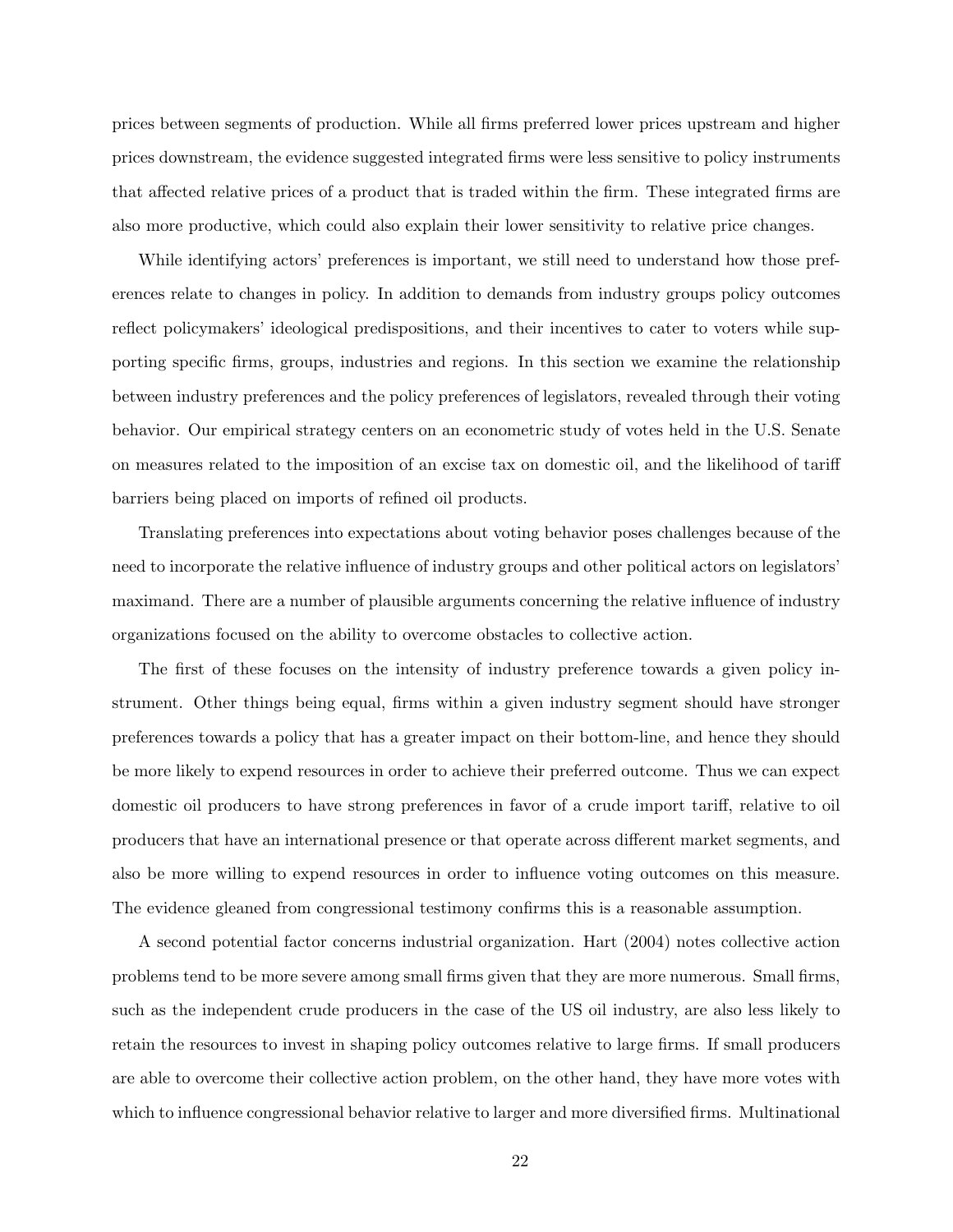prices between segments of production. While all firms preferred lower prices upstream and higher prices downstream, the evidence suggested integrated firms were less sensitive to policy instruments that affected relative prices of a product that is traded within the firm. These integrated firms are also more productive, which could also explain their lower sensitivity to relative price changes.

While identifying actors' preferences is important, we still need to understand how those preferences relate to changes in policy. In addition to demands from industry groups policy outcomes reflect policymakers' ideological predispositions, and their incentives to cater to voters while supporting specific firms, groups, industries and regions. In this section we examine the relationship between industry preferences and the policy preferences of legislators, revealed through their voting behavior. Our empirical strategy centers on an econometric study of votes held in the U.S. Senate on measures related to the imposition of an excise tax on domestic oil, and the likelihood of tariff barriers being placed on imports of refined oil products.

Translating preferences into expectations about voting behavior poses challenges because of the need to incorporate the relative influence of industry groups and other political actors on legislators' maximand. There are a number of plausible arguments concerning the relative influence of industry organizations focused on the ability to overcome obstacles to collective action.

The first of these focuses on the intensity of industry preference towards a given policy instrument. Other things being equal, firms within a given industry segment should have stronger preferences towards a policy that has a greater impact on their bottom-line, and hence they should be more likely to expend resources in order to achieve their preferred outcome. Thus we can expect domestic oil producers to have strong preferences in favor of a crude import tariff, relative to oil producers that have an international presence or that operate across different market segments, and also be more willing to expend resources in order to influence voting outcomes on this measure. The evidence gleaned from congressional testimony confirms this is a reasonable assumption.

A second potential factor concerns industrial organization. Hart (2004) notes collective action problems tend to be more severe among small firms given that they are more numerous. Small firms, such as the independent crude producers in the case of the US oil industry, are also less likely to retain the resources to invest in shaping policy outcomes relative to large firms. If small producers are able to overcome their collective action problem, on the other hand, they have more votes with which to influence congressional behavior relative to larger and more diversified firms. Multinational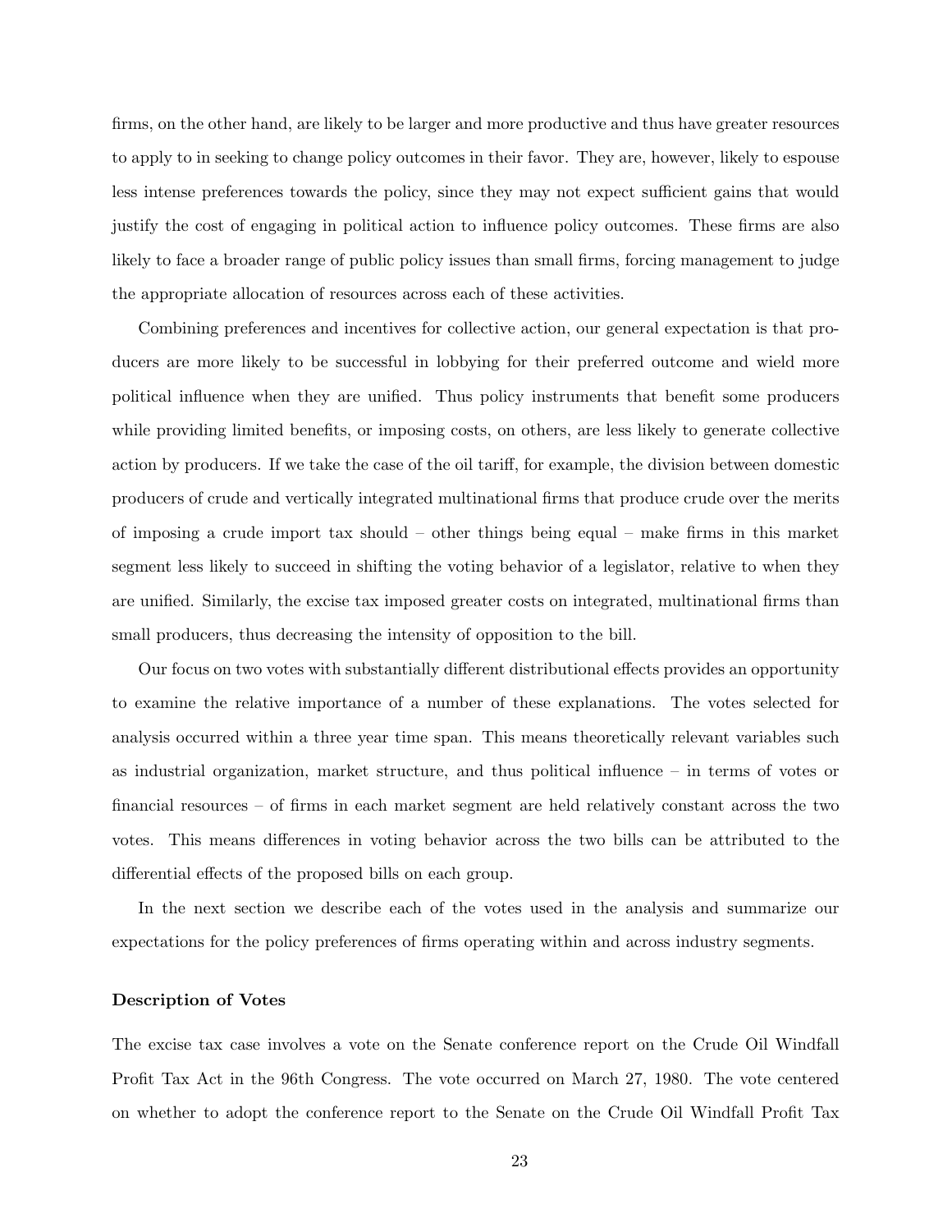firms, on the other hand, are likely to be larger and more productive and thus have greater resources to apply to in seeking to change policy outcomes in their favor. They are, however, likely to espouse less intense preferences towards the policy, since they may not expect sufficient gains that would justify the cost of engaging in political action to influence policy outcomes. These firms are also likely to face a broader range of public policy issues than small firms, forcing management to judge the appropriate allocation of resources across each of these activities.

Combining preferences and incentives for collective action, our general expectation is that producers are more likely to be successful in lobbying for their preferred outcome and wield more political influence when they are unified. Thus policy instruments that benefit some producers while providing limited benefits, or imposing costs, on others, are less likely to generate collective action by producers. If we take the case of the oil tariff, for example, the division between domestic producers of crude and vertically integrated multinational firms that produce crude over the merits of imposing a crude import tax should – other things being equal – make firms in this market segment less likely to succeed in shifting the voting behavior of a legislator, relative to when they are unified. Similarly, the excise tax imposed greater costs on integrated, multinational firms than small producers, thus decreasing the intensity of opposition to the bill.

Our focus on two votes with substantially different distributional effects provides an opportunity to examine the relative importance of a number of these explanations. The votes selected for analysis occurred within a three year time span. This means theoretically relevant variables such as industrial organization, market structure, and thus political influence – in terms of votes or financial resources – of firms in each market segment are held relatively constant across the two votes. This means differences in voting behavior across the two bills can be attributed to the differential effects of the proposed bills on each group.

In the next section we describe each of the votes used in the analysis and summarize our expectations for the policy preferences of firms operating within and across industry segments.

**Description of Votes**

The excise tax case involves a vote on the Senate conference report on the Crude Oil Windfall Profit Tax Act in the 96th Congress. The vote occurred on March 27, 1980. The vote centered on whether to adopt the conference report to the Senate on the Crude Oil Windfall Profit Tax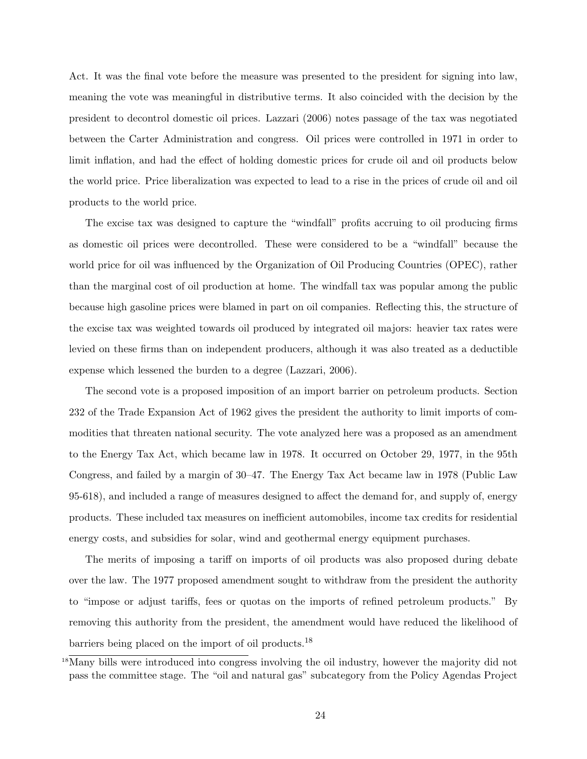Act. It was the final vote before the measure was presented to the president for signing into law, meaning the vote was meaningful in distributive terms. It also coincided with the decision by the president to decontrol domestic oil prices. Lazzari (2006) notes passage of the tax was negotiated between the Carter Administration and congress. Oil prices were controlled in 1971 in order to limit inflation, and had the effect of holding domestic prices for crude oil and oil products below the world price. Price liberalization was expected to lead to a rise in the prices of crude oil and oil products to the world price.

The excise tax was designed to capture the "windfall" profits accruing to oil producing firms as domestic oil prices were decontrolled. These were considered to be a "windfall" because the world price for oil was influenced by the Organization of Oil Producing Countries (OPEC), rather than the marginal cost of oil production at home. The windfall tax was popular among the public because high gasoline prices were blamed in part on oil companies. Reflecting this, the structure of the excise tax was weighted towards oil produced by integrated oil majors: heavier tax rates were levied on these firms than on independent producers, although it was also treated as a deductible expense which lessened the burden to a degree (Lazzari, 2006).

The second vote is a proposed imposition of an import barrier on petroleum products. Section 232 of the Trade Expansion Act of 1962 gives the president the authority to limit imports of commodities that threaten national security. The vote analyzed here was a proposed as an amendment to the Energy Tax Act, which became law in 1978. It occurred on October 29, 1977, in the 95th Congress, and failed by a margin of 30–47. The Energy Tax Act became law in 1978 (Public Law 95-618), and included a range of measures designed to affect the demand for, and supply of, energy products. These included tax measures on inefficient automobiles, income tax credits for residential energy costs, and subsidies for solar, wind and geothermal energy equipment purchases.

The merits of imposing a tariff on imports of oil products was also proposed during debate over the law. The 1977 proposed amendment sought to withdraw from the president the authority to "impose or adjust tariffs, fees or quotas on the imports of refined petroleum products." By removing this authority from the president, the amendment would have reduced the likelihood of barriers being placed on the import of oil products.[18]

[18] Many bills were introduced into congress involving the oil industry, however the majority did not pass the committee stage. The "oil and natural gas" subcategory from the Policy Agendas Project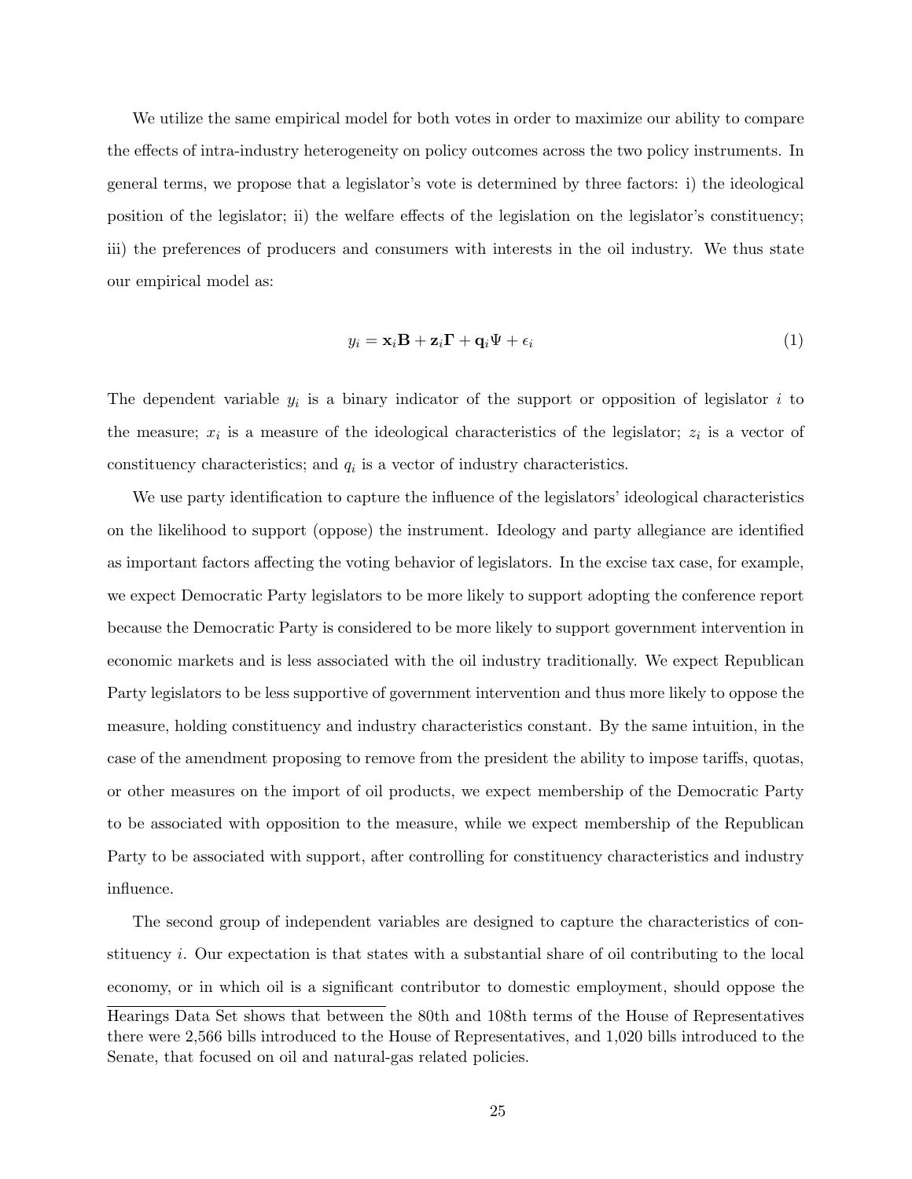We utilize the same empirical model for both votes in order to maximize our ability to compare the effects of intra-industry heterogeneity on policy outcomes across the two policy instruments. In general terms, we propose that a legislator's vote is determined by three factors: i) the ideological position of the legislator; ii) the welfare effects of the legislation on the legislator's constituency; iii) the preferences of producers and consumers with interests in the oil industry. We thus state our empirical model as:

$$y_i = \mathbf{x}_i\mathbf{B} + \mathbf{z}_i\mathbf{\Gamma} + \mathbf{q}_i\Psi + \epsilon_i \tag{1}$$

The dependent variable $y_i$ is a binary indicator of the support or opposition of legislator $i$ to the measure; $x_i$ is a measure of the ideological characteristics of the legislator; $z_i$ is a vector of constituency characteristics; and $q_i$ is a vector of industry characteristics.

We use party identification to capture the influence of the legislators' ideological characteristics on the likelihood to support (oppose) the instrument. Ideology and party allegiance are identified as important factors affecting the voting behavior of legislators. In the excise tax case, for example, we expect Democratic Party legislators to be more likely to support adopting the conference report because the Democratic Party is considered to be more likely to support government intervention in economic markets and is less associated with the oil industry traditionally. We expect Republican Party legislators to be less supportive of government intervention and thus more likely to oppose the measure, holding constituency and industry characteristics constant. By the same intuition, in the case of the amendment proposing to remove from the president the ability to impose tariffs, quotas, or other measures on the import of oil products, we expect membership of the Democratic Party to be associated with opposition to the measure, while we expect membership of the Republican Party to be associated with support, after controlling for constituency characteristics and industry influence.

The second group of independent variables are designed to capture the characteristics of constituency $i$. Our expectation is that states with a substantial share of oil contributing to the local economy, or in which oil is a significant contributor to domestic employment, should oppose the

Hearings Data Set shows that between the 80th and 108th terms of the House of Representatives there were 2,566 bills introduced to the House of Representatives, and 1,020 bills introduced to the Senate, that focused on oil and natural-gas related policies.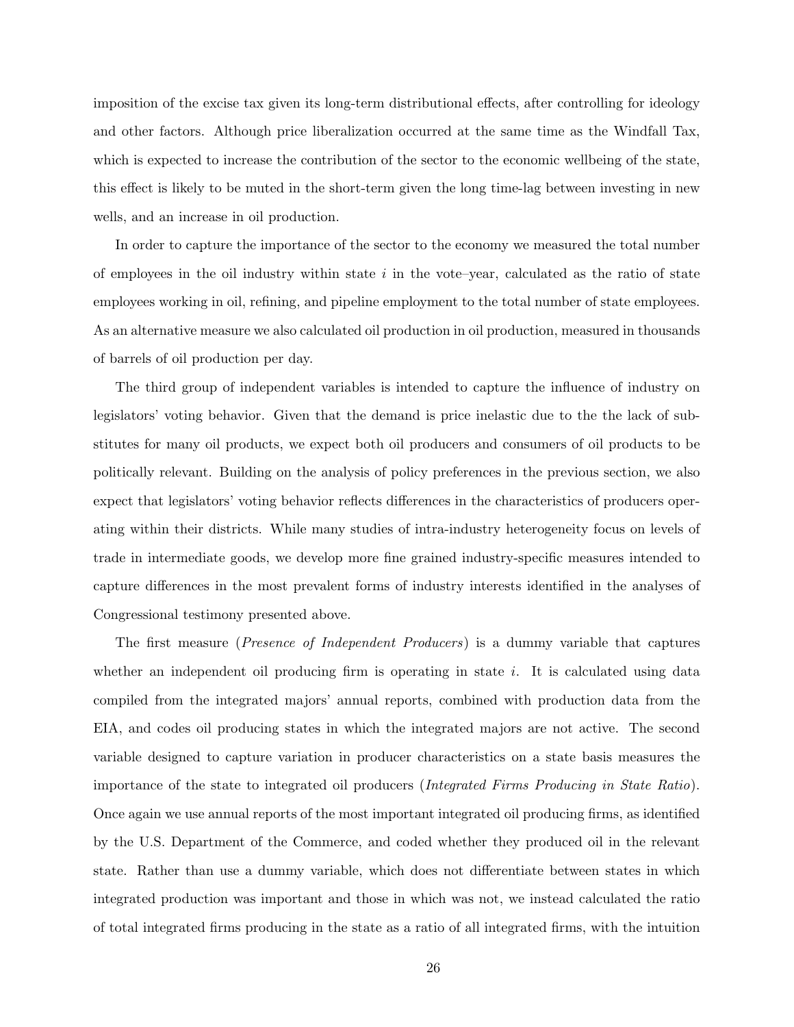imposition of the excise tax given its long-term distributional effects, after controlling for ideology and other factors. Although price liberalization occurred at the same time as the Windfall Tax, which is expected to increase the contribution of the sector to the economic wellbeing of the state, this effect is likely to be muted in the short-term given the long time-lag between investing in new wells, and an increase in oil production.

In order to capture the importance of the sector to the economy we measured the total number of employees in the oil industry within state $i$ in the vote–year, calculated as the ratio of state employees working in oil, refining, and pipeline employment to the total number of state employees. As an alternative measure we also calculated oil production in oil production, measured in thousands of barrels of oil production per day.

The third group of independent variables is intended to capture the influence of industry on legislators' voting behavior. Given that the demand is price inelastic due to the the lack of substitutes for many oil products, we expect both oil producers and consumers of oil products to be politically relevant. Building on the analysis of policy preferences in the previous section, we also expect that legislators' voting behavior reflects differences in the characteristics of producers operating within their districts. While many studies of intra-industry heterogeneity focus on levels of trade in intermediate goods, we develop more fine grained industry-specific measures intended to capture differences in the most prevalent forms of industry interests identified in the analyses of Congressional testimony presented above.

The first measure (*Presence of Independent Producers*) is a dummy variable that captures whether an independent oil producing firm is operating in state $i$. It is calculated using data compiled from the integrated majors' annual reports, combined with production data from the EIA, and codes oil producing states in which the integrated majors are not active. The second variable designed to capture variation in producer characteristics on a state basis measures the importance of the state to integrated oil producers (*Integrated Firms Producing in State Ratio*). Once again we use annual reports of the most important integrated oil producing firms, as identified by the U.S. Department of the Commerce, and coded whether they produced oil in the relevant state. Rather than use a dummy variable, which does not differentiate between states in which integrated production was important and those in which was not, we instead calculated the ratio of total integrated firms producing in the state as a ratio of all integrated firms, with the intuition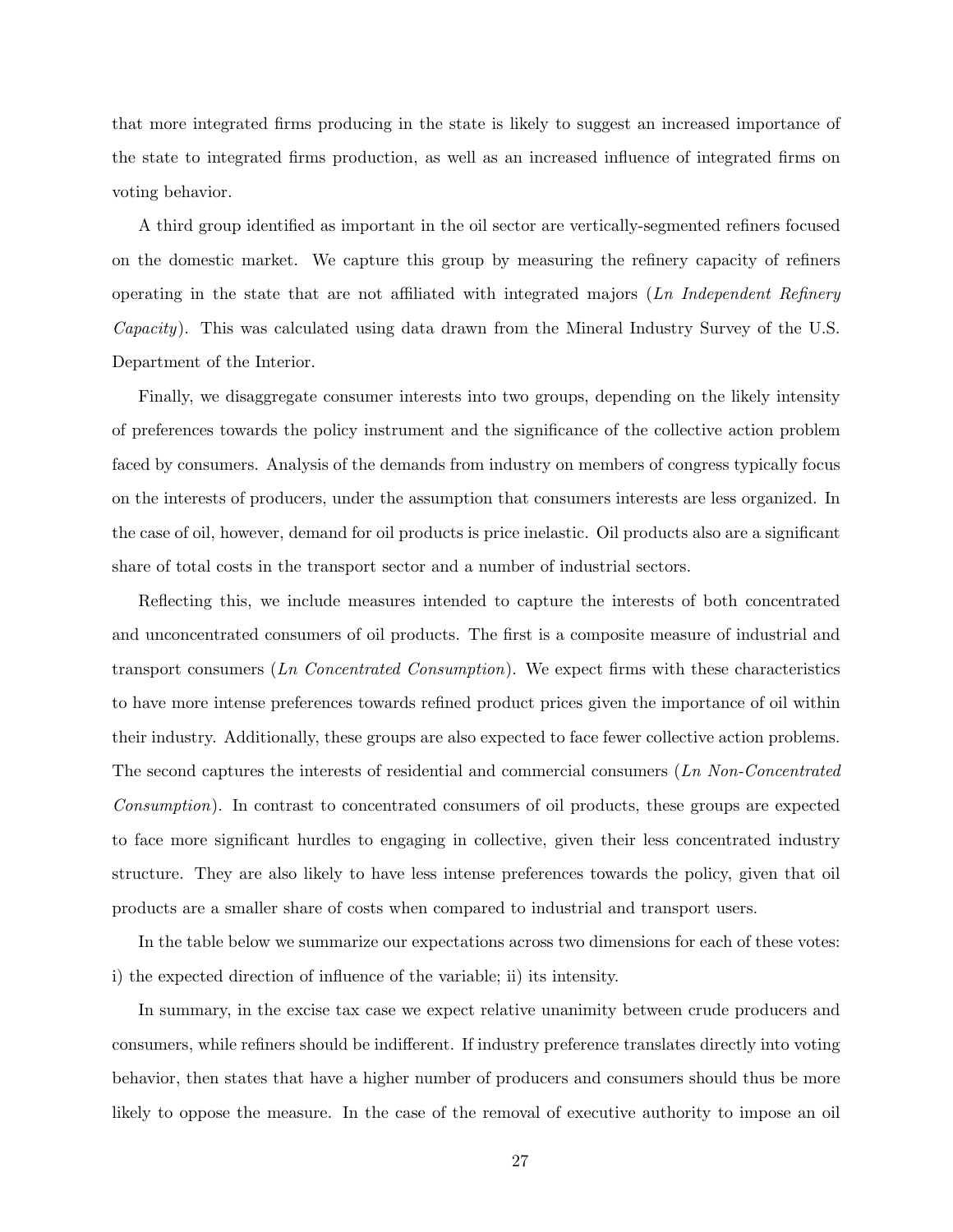that more integrated firms producing in the state is likely to suggest an increased importance of the state to integrated firms production, as well as an increased influence of integrated firms on voting behavior.

A third group identified as important in the oil sector are vertically-segmented refiners focused on the domestic market. We capture this group by measuring the refinery capacity of refiners operating in the state that are not affiliated with integrated majors (*Ln Independent Refinery Capacity*). This was calculated using data drawn from the Mineral Industry Survey of the U.S. Department of the Interior.

Finally, we disaggregate consumer interests into two groups, depending on the likely intensity of preferences towards the policy instrument and the significance of the collective action problem faced by consumers. Analysis of the demands from industry on members of congress typically focus on the interests of producers, under the assumption that consumers interests are less organized. In the case of oil, however, demand for oil products is price inelastic. Oil products also are a significant share of total costs in the transport sector and a number of industrial sectors.

Reflecting this, we include measures intended to capture the interests of both concentrated and unconcentrated consumers of oil products. The first is a composite measure of industrial and transport consumers (*Ln Concentrated Consumption*). We expect firms with these characteristics to have more intense preferences towards refined product prices given the importance of oil within their industry. Additionally, these groups are also expected to face fewer collective action problems. The second captures the interests of residential and commercial consumers (*Ln Non-Concentrated Consumption*). In contrast to concentrated consumers of oil products, these groups are expected to face more significant hurdles to engaging in collective, given their less concentrated industry structure. They are also likely to have less intense preferences towards the policy, given that oil products are a smaller share of costs when compared to industrial and transport users.

In the table below we summarize our expectations across two dimensions for each of these votes: i) the expected direction of influence of the variable; ii) its intensity.

In summary, in the excise tax case we expect relative unanimity between crude producers and consumers, while refiners should be indifferent. If industry preference translates directly into voting behavior, then states that have a higher number of producers and consumers should thus be more likely to oppose the measure. In the case of the removal of executive authority to impose an oil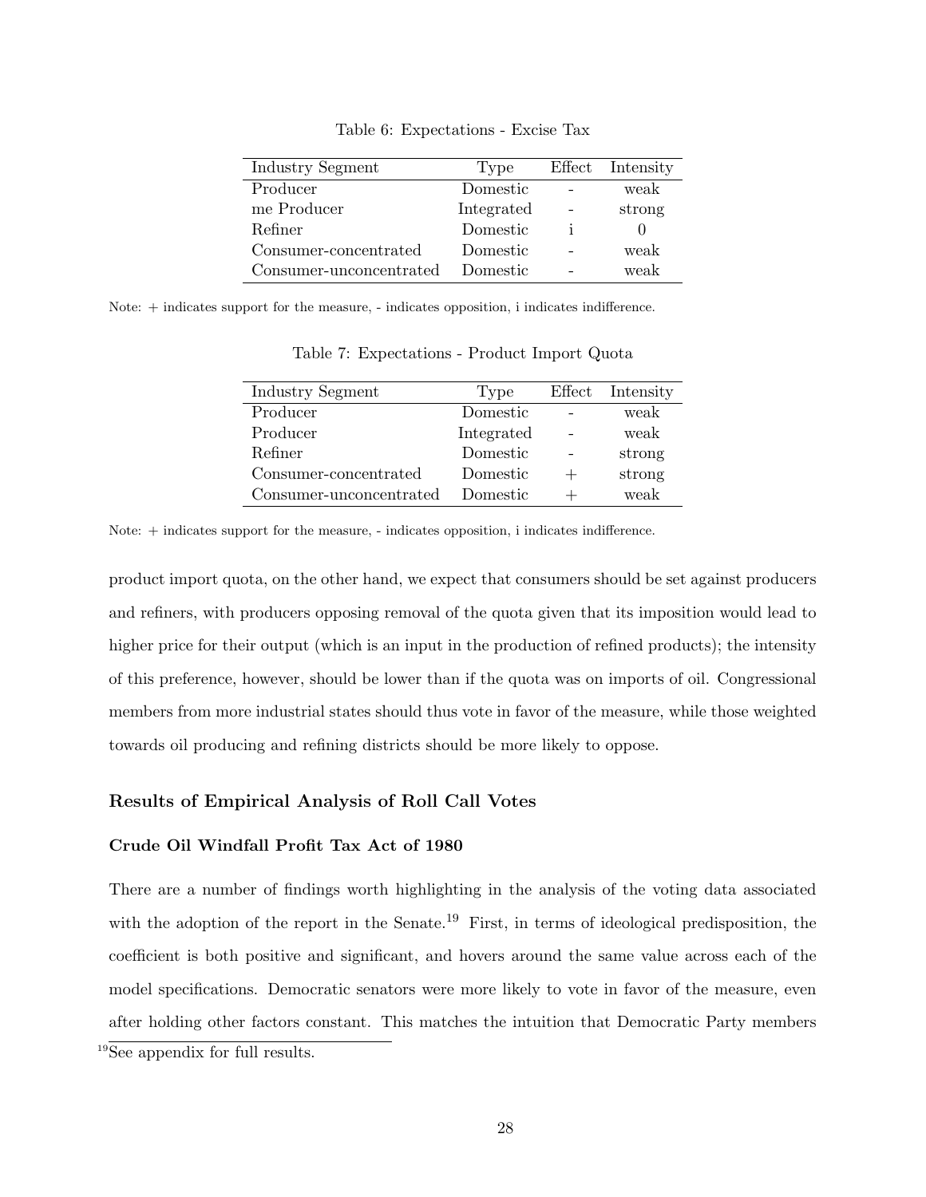Table 6: Expectations - Excise Tax

| Industry Segment | Type | Effect | Intensity |
|---|---|---|---|
| Producer | Domestic | - | weak |
| me Producer | Integrated | - | strong |
| Refiner | Domestic | i | 0 |
| Consumer-concentrated | Domestic | - | weak |
| Consumer-unconcentrated | Domestic | - | weak |

Note: + indicates support for the measure, - indicates opposition, i indicates indifference.

Table 7: Expectations - Product Import Quota

| Industry Segment | Type | Effect | Intensity |
|---|---|---|---|
| Producer | Domestic | - | weak |
| Producer | Integrated | - | weak |
| Refiner | Domestic | - | strong |
| Consumer-concentrated | Domestic | + | strong |
| Consumer-unconcentrated | Domestic | + | weak |

Note: + indicates support for the measure, - indicates opposition, i indicates indifference.

product import quota, on the other hand, we expect that consumers should be set against producers and refiners, with producers opposing removal of the quota given that its imposition would lead to higher price for their output (which is an input in the production of refined products); the intensity of this preference, however, should be lower than if the quota was on imports of oil. Congressional members from more industrial states should thus vote in favor of the measure, while those weighted towards oil producing and refining districts should be more likely to oppose.

### Results of Empirical Analysis of Roll Call Votes

#### Crude Oil Windfall Profit Tax Act of 1980

There are a number of findings worth highlighting in the analysis of the voting data associated with the adoption of the report in the Senate.[19] First, in terms of ideological predisposition, the coefficient is both positive and significant, and hovers around the same value across each of the model specifications. Democratic senators were more likely to vote in favor of the measure, even after holding other factors constant. This matches the intuition that Democratic Party members

[19] See appendix for full results.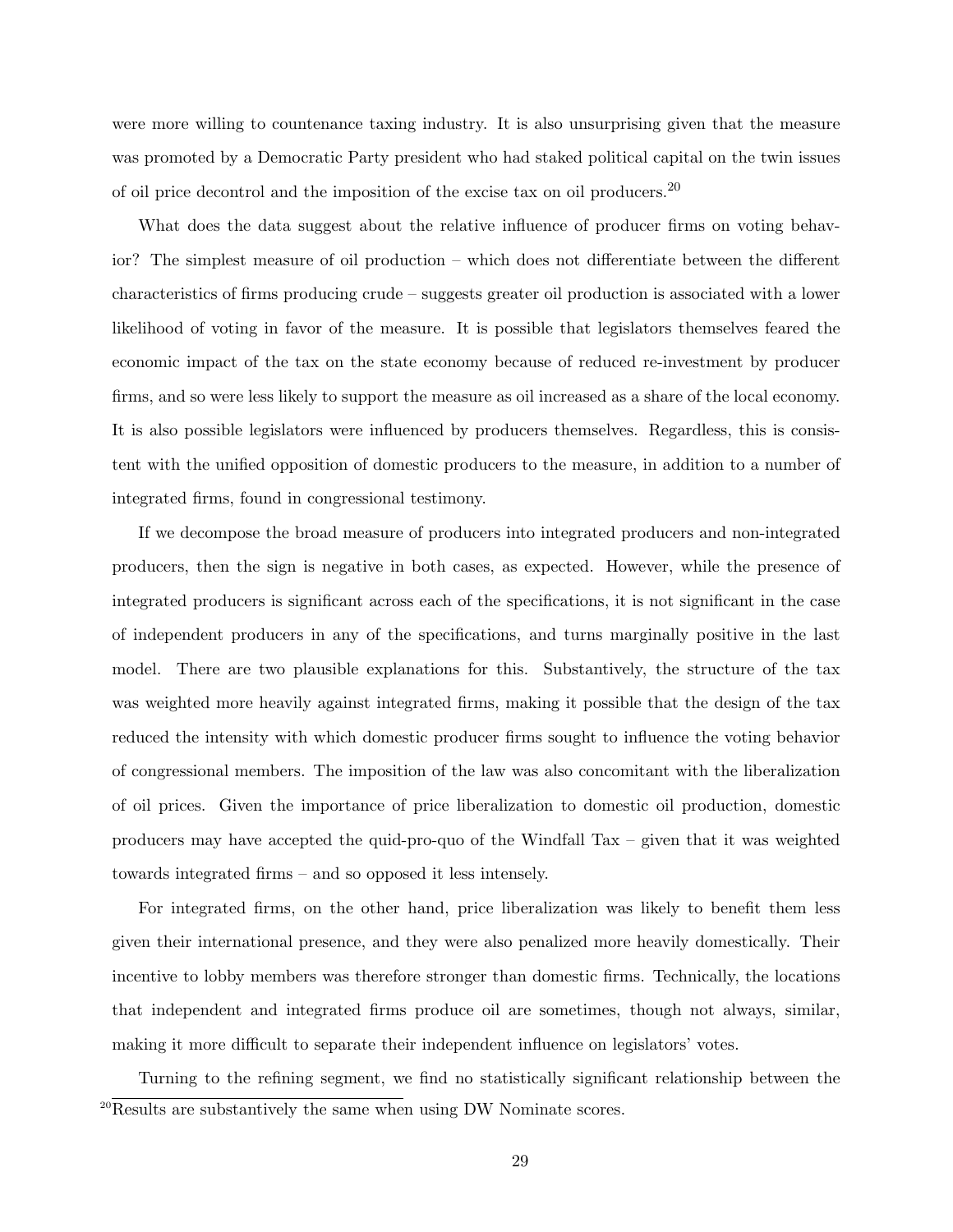were more willing to countenance taxing industry. It is also unsurprising given that the measure was promoted by a Democratic Party president who had staked political capital on the twin issues of oil price decontrol and the imposition of the excise tax on oil producers.[20]

What does the data suggest about the relative influence of producer firms on voting behavior? The simplest measure of oil production – which does not differentiate between the different characteristics of firms producing crude – suggests greater oil production is associated with a lower likelihood of voting in favor of the measure. It is possible that legislators themselves feared the economic impact of the tax on the state economy because of reduced re-investment by producer firms, and so were less likely to support the measure as oil increased as a share of the local economy. It is also possible legislators were influenced by producers themselves. Regardless, this is consistent with the unified opposition of domestic producers to the measure, in addition to a number of integrated firms, found in congressional testimony.

If we decompose the broad measure of producers into integrated producers and non-integrated producers, then the sign is negative in both cases, as expected. However, while the presence of integrated producers is significant across each of the specifications, it is not significant in the case of independent producers in any of the specifications, and turns marginally positive in the last model. There are two plausible explanations for this. Substantively, the structure of the tax was weighted more heavily against integrated firms, making it possible that the design of the tax reduced the intensity with which domestic producer firms sought to influence the voting behavior of congressional members. The imposition of the law was also concomitant with the liberalization of oil prices. Given the importance of price liberalization to domestic oil production, domestic producers may have accepted the quid-pro-quo of the Windfall Tax – given that it was weighted towards integrated firms – and so opposed it less intensely.

For integrated firms, on the other hand, price liberalization was likely to benefit them less given their international presence, and they were also penalized more heavily domestically. Their incentive to lobby members was therefore stronger than domestic firms. Technically, the locations that independent and integrated firms produce oil are sometimes, though not always, similar, making it more difficult to separate their independent influence on legislators' votes.

Turning to the refining segment, we find no statistically significant relationship between the

[20] Results are substantively the same when using DW Nominate scores.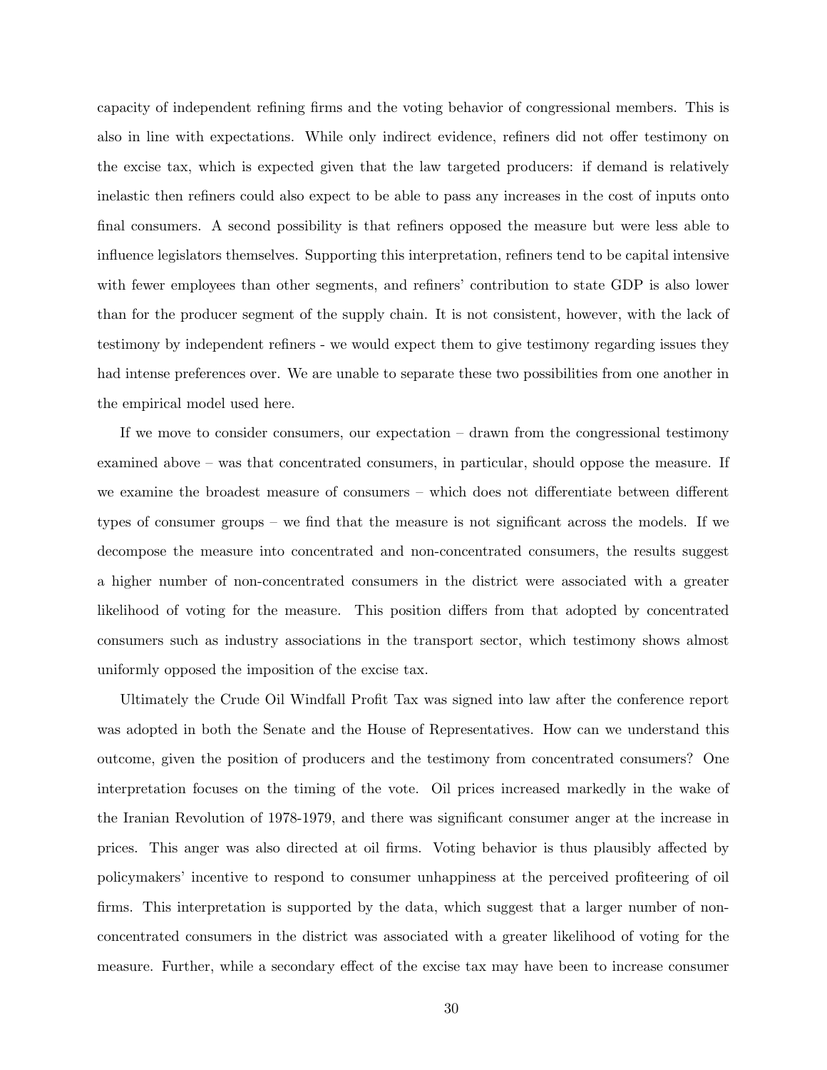capacity of independent refining firms and the voting behavior of congressional members. This is also in line with expectations. While only indirect evidence, refiners did not offer testimony on the excise tax, which is expected given that the law targeted producers: if demand is relatively inelastic then refiners could also expect to be able to pass any increases in the cost of inputs onto final consumers. A second possibility is that refiners opposed the measure but were less able to influence legislators themselves. Supporting this interpretation, refiners tend to be capital intensive with fewer employees than other segments, and refiners' contribution to state GDP is also lower than for the producer segment of the supply chain. It is not consistent, however, with the lack of testimony by independent refiners - we would expect them to give testimony regarding issues they had intense preferences over. We are unable to separate these two possibilities from one another in the empirical model used here.

If we move to consider consumers, our expectation – drawn from the congressional testimony examined above – was that concentrated consumers, in particular, should oppose the measure. If we examine the broadest measure of consumers – which does not differentiate between different types of consumer groups – we find that the measure is not significant across the models. If we decompose the measure into concentrated and non-concentrated consumers, the results suggest a higher number of non-concentrated consumers in the district were associated with a greater likelihood of voting for the measure. This position differs from that adopted by concentrated consumers such as industry associations in the transport sector, which testimony shows almost uniformly opposed the imposition of the excise tax.

Ultimately the Crude Oil Windfall Profit Tax was signed into law after the conference report was adopted in both the Senate and the House of Representatives. How can we understand this outcome, given the position of producers and the testimony from concentrated consumers? One interpretation focuses on the timing of the vote. Oil prices increased markedly in the wake of the Iranian Revolution of 1978-1979, and there was significant consumer anger at the increase in prices. This anger was also directed at oil firms. Voting behavior is thus plausibly affected by policymakers' incentive to respond to consumer unhappiness at the perceived profiteering of oil firms. This interpretation is supported by the data, which suggest that a larger number of non-concentrated consumers in the district was associated with a greater likelihood of voting for the measure. Further, while a secondary effect of the excise tax may have been to increase consumer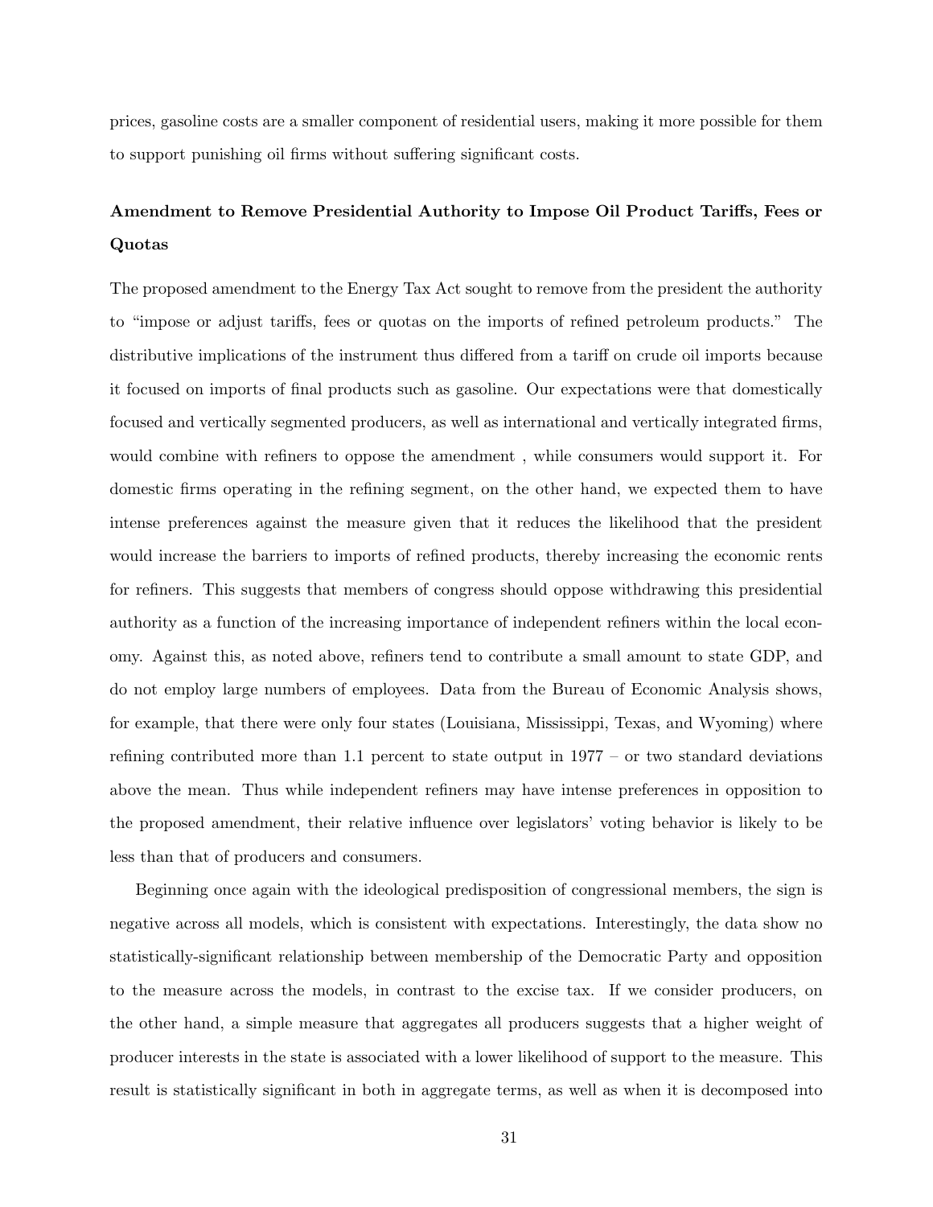prices, gasoline costs are a smaller component of residential users, making it more possible for them to support punishing oil firms without suffering significant costs.

### Amendment to Remove Presidential Authority to Impose Oil Product Tariffs, Fees or Quotas

The proposed amendment to the Energy Tax Act sought to remove from the president the authority to "impose or adjust tariffs, fees or quotas on the imports of refined petroleum products." The distributive implications of the instrument thus differed from a tariff on crude oil imports because it focused on imports of final products such as gasoline. Our expectations were that domestically focused and vertically segmented producers, as well as international and vertically integrated firms, would combine with refiners to oppose the amendment , while consumers would support it. For domestic firms operating in the refining segment, on the other hand, we expected them to have intense preferences against the measure given that it reduces the likelihood that the president would increase the barriers to imports of refined products, thereby increasing the economic rents for refiners. This suggests that members of congress should oppose withdrawing this presidential authority as a function of the increasing importance of independent refiners within the local economy. Against this, as noted above, refiners tend to contribute a small amount to state GDP, and do not employ large numbers of employees. Data from the Bureau of Economic Analysis shows, for example, that there were only four states (Louisiana, Mississippi, Texas, and Wyoming) where refining contributed more than 1.1 percent to state output in 1977 – or two standard deviations above the mean. Thus while independent refiners may have intense preferences in opposition to the proposed amendment, their relative influence over legislators' voting behavior is likely to be less than that of producers and consumers.

Beginning once again with the ideological predisposition of congressional members, the sign is negative across all models, which is consistent with expectations. Interestingly, the data show no statistically-significant relationship between membership of the Democratic Party and opposition to the measure across the models, in contrast to the excise tax. If we consider producers, on the other hand, a simple measure that aggregates all producers suggests that a higher weight of producer interests in the state is associated with a lower likelihood of support to the measure. This result is statistically significant in both in aggregate terms, as well as when it is decomposed into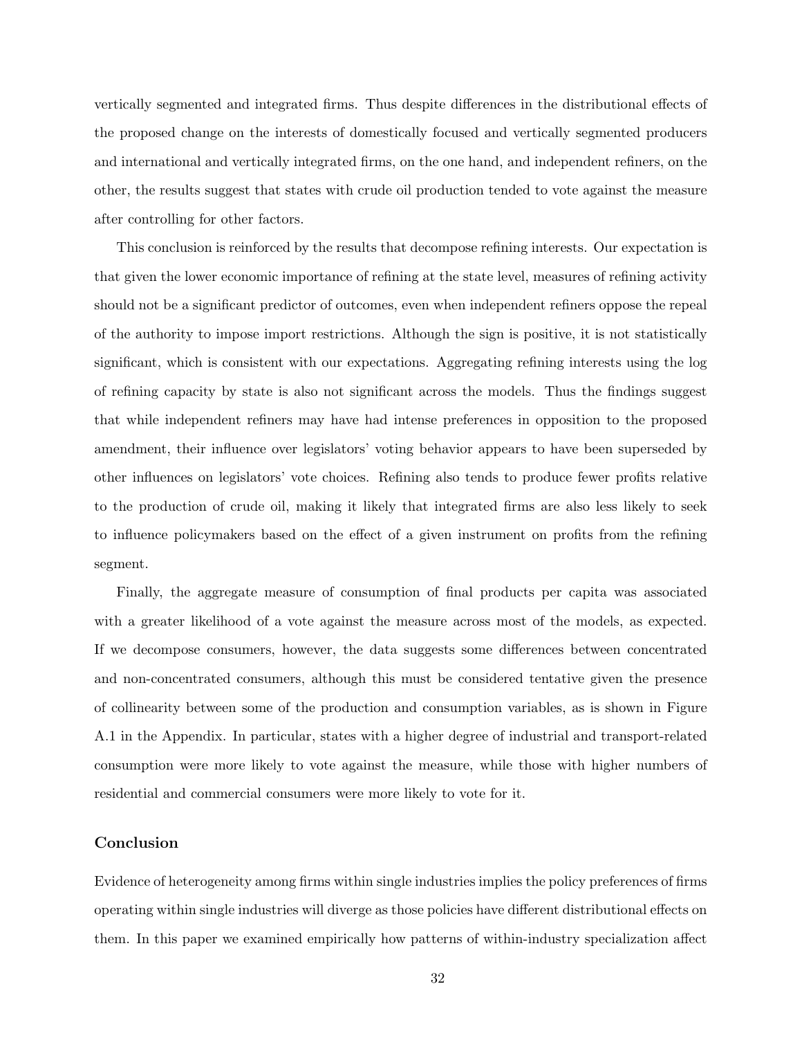vertically segmented and integrated firms. Thus despite differences in the distributional effects of the proposed change on the interests of domestically focused and vertically segmented producers and international and vertically integrated firms, on the one hand, and independent refiners, on the other, the results suggest that states with crude oil production tended to vote against the measure after controlling for other factors.

This conclusion is reinforced by the results that decompose refining interests. Our expectation is that given the lower economic importance of refining at the state level, measures of refining activity should not be a significant predictor of outcomes, even when independent refiners oppose the repeal of the authority to impose import restrictions. Although the sign is positive, it is not statistically significant, which is consistent with our expectations. Aggregating refining interests using the log of refining capacity by state is also not significant across the models. Thus the findings suggest that while independent refiners may have had intense preferences in opposition to the proposed amendment, their influence over legislators' voting behavior appears to have been superseded by other influences on legislators' vote choices. Refining also tends to produce fewer profits relative to the production of crude oil, making it likely that integrated firms are also less likely to seek to influence policymakers based on the effect of a given instrument on profits from the refining segment.

Finally, the aggregate measure of consumption of final products per capita was associated with a greater likelihood of a vote against the measure across most of the models, as expected. If we decompose consumers, however, the data suggests some differences between concentrated and non-concentrated consumers, although this must be considered tentative given the presence of collinearity between some of the production and consumption variables, as is shown in Figure A.1 in the Appendix. In particular, states with a higher degree of industrial and transport-related consumption were more likely to vote against the measure, while those with higher numbers of residential and commercial consumers were more likely to vote for it.

## Conclusion

Evidence of heterogeneity among firms within single industries implies the policy preferences of firms operating within single industries will diverge as those policies have different distributional effects on them. In this paper we examined empirically how patterns of within-industry specialization affect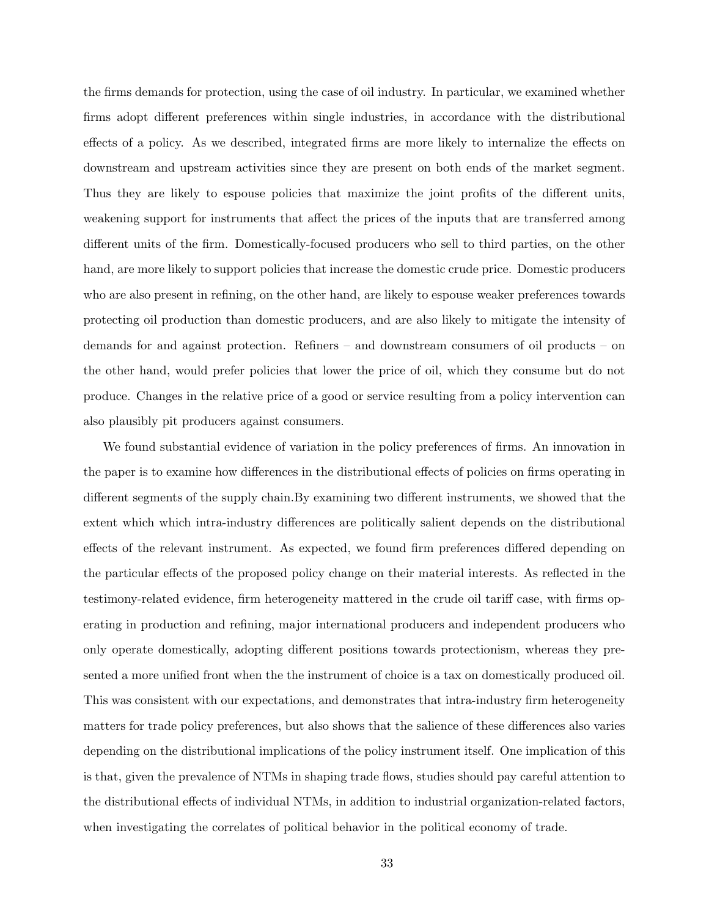the firms demands for protection, using the case of oil industry. In particular, we examined whether firms adopt different preferences within single industries, in accordance with the distributional effects of a policy. As we described, integrated firms are more likely to internalize the effects on downstream and upstream activities since they are present on both ends of the market segment. Thus they are likely to espouse policies that maximize the joint profits of the different units, weakening support for instruments that affect the prices of the inputs that are transferred among different units of the firm. Domestically-focused producers who sell to third parties, on the other hand, are more likely to support policies that increase the domestic crude price. Domestic producers who are also present in refining, on the other hand, are likely to espouse weaker preferences towards protecting oil production than domestic producers, and are also likely to mitigate the intensity of demands for and against protection. Refiners – and downstream consumers of oil products – on the other hand, would prefer policies that lower the price of oil, which they consume but do not produce. Changes in the relative price of a good or service resulting from a policy intervention can also plausibly pit producers against consumers.

We found substantial evidence of variation in the policy preferences of firms. An innovation in the paper is to examine how differences in the distributional effects of policies on firms operating in different segments of the supply chain.By examining two different instruments, we showed that the extent which which intra-industry differences are politically salient depends on the distributional effects of the relevant instrument. As expected, we found firm preferences differed depending on the particular effects of the proposed policy change on their material interests. As reflected in the testimony-related evidence, firm heterogeneity mattered in the crude oil tariff case, with firms operating in production and refining, major international producers and independent producers who only operate domestically, adopting different positions towards protectionism, whereas they presented a more unified front when the the instrument of choice is a tax on domestically produced oil. This was consistent with our expectations, and demonstrates that intra-industry firm heterogeneity matters for trade policy preferences, but also shows that the salience of these differences also varies depending on the distributional implications of the policy instrument itself. One implication of this is that, given the prevalence of NTMs in shaping trade flows, studies should pay careful attention to the distributional effects of individual NTMs, in addition to industrial organization-related factors, when investigating the correlates of political behavior in the political economy of trade.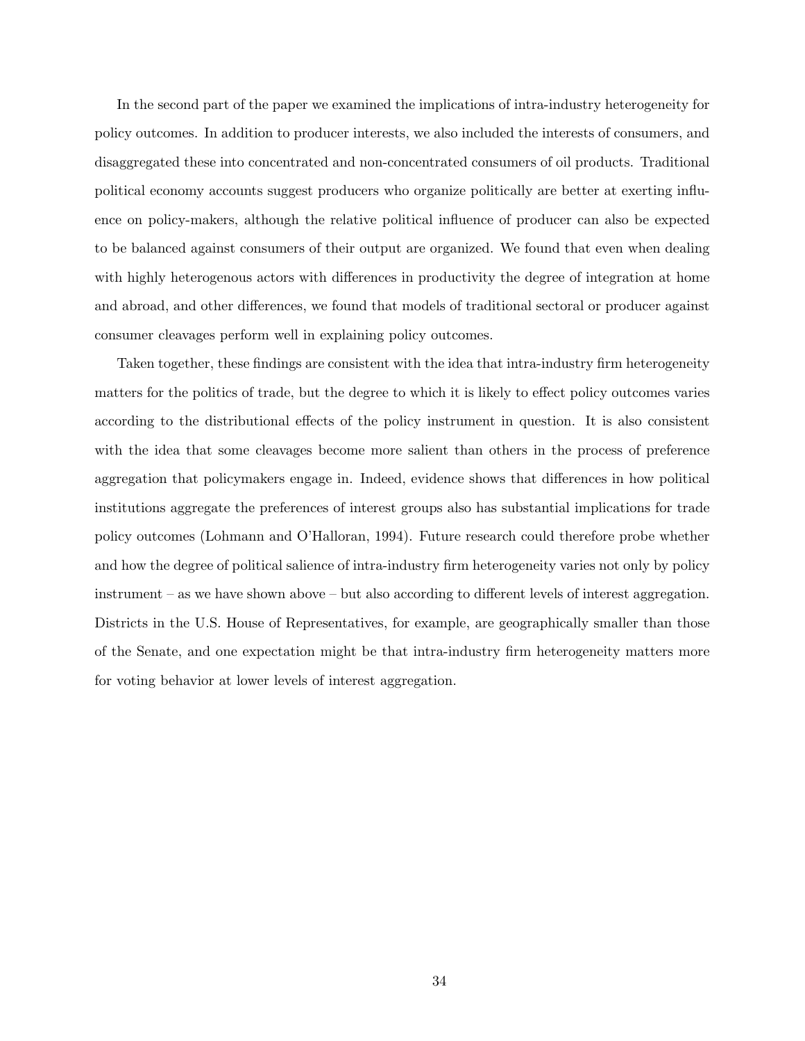In the second part of the paper we examined the implications of intra-industry heterogeneity for policy outcomes. In addition to producer interests, we also included the interests of consumers, and disaggregated these into concentrated and non-concentrated consumers of oil products. Traditional political economy accounts suggest producers who organize politically are better at exerting influence on policy-makers, although the relative political influence of producer can also be expected to be balanced against consumers of their output are organized. We found that even when dealing with highly heterogenous actors with differences in productivity the degree of integration at home and abroad, and other differences, we found that models of traditional sectoral or producer against consumer cleavages perform well in explaining policy outcomes.

Taken together, these findings are consistent with the idea that intra-industry firm heterogeneity matters for the politics of trade, but the degree to which it is likely to effect policy outcomes varies according to the distributional effects of the policy instrument in question. It is also consistent with the idea that some cleavages become more salient than others in the process of preference aggregation that policymakers engage in. Indeed, evidence shows that differences in how political institutions aggregate the preferences of interest groups also has substantial implications for trade policy outcomes (Lohmann and O'Halloran, 1994). Future research could therefore probe whether and how the degree of political salience of intra-industry firm heterogeneity varies not only by policy instrument – as we have shown above – but also according to different levels of interest aggregation. Districts in the U.S. House of Representatives, for example, are geographically smaller than those of the Senate, and one expectation might be that intra-industry firm heterogeneity matters more for voting behavior at lower levels of interest aggregation.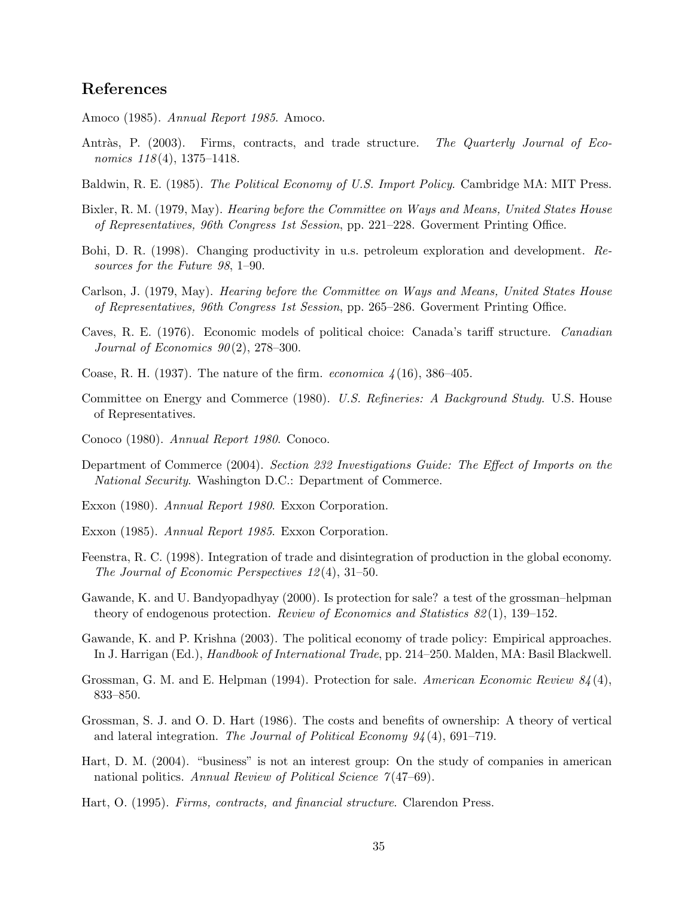## References

Amoco (1985). *Annual Report 1985*. Amoco.

Antràs, P. (2003). Firms, contracts, and trade structure. *The Quarterly Journal of Economics 118*(4), 1375–1418.

Baldwin, R. E. (1985). *The Political Economy of U.S. Import Policy*. Cambridge MA: MIT Press.

Bixler, R. M. (1979, May). *Hearing before the Committee on Ways and Means, United States House of Representatives, 96th Congress 1st Session*, pp. 221–228. Goverment Printing Office.

Bohi, D. R. (1998). Changing productivity in u.s. petroleum exploration and development. *Resources for the Future 98*, 1–90.

Carlson, J. (1979, May). *Hearing before the Committee on Ways and Means, United States House of Representatives, 96th Congress 1st Session*, pp. 265–286. Goverment Printing Office.

Caves, R. E. (1976). Economic models of political choice: Canada's tariff structure. *Canadian Journal of Economics 90*(2), 278–300.

Coase, R. H. (1937). The nature of the firm. *economica 4*(16), 386–405.

Committee on Energy and Commerce (1980). *U.S. Refineries: A Background Study*. U.S. House of Representatives.

Conoco (1980). *Annual Report 1980*. Conoco.

Department of Commerce (2004). *Section 232 Investigations Guide: The Effect of Imports on the National Security*. Washington D.C.: Department of Commerce.

Exxon (1980). *Annual Report 1980*. Exxon Corporation.

Exxon (1985). *Annual Report 1985*. Exxon Corporation.

Feenstra, R. C. (1998). Integration of trade and disintegration of production in the global economy. *The Journal of Economic Perspectives 12*(4), 31–50.

Gawande, K. and U. Bandyopadhyay (2000). Is protection for sale? a test of the grossman–helpman theory of endogenous protection. *Review of Economics and Statistics 82*(1), 139–152.

Gawande, K. and P. Krishna (2003). The political economy of trade policy: Empirical approaches. In J. Harrigan (Ed.), *Handbook of International Trade*, pp. 214–250. Malden, MA: Basil Blackwell.

Grossman, G. M. and E. Helpman (1994). Protection for sale. *American Economic Review 84*(4), 833–850.

Grossman, S. J. and O. D. Hart (1986). The costs and benefits of ownership: A theory of vertical and lateral integration. *The Journal of Political Economy 94*(4), 691–719.

Hart, D. M. (2004). "business" is not an interest group: On the study of companies in american national politics. *Annual Review of Political Science 7*(47–69).

Hart, O. (1995). *Firms, contracts, and financial structure*. Clarendon Press.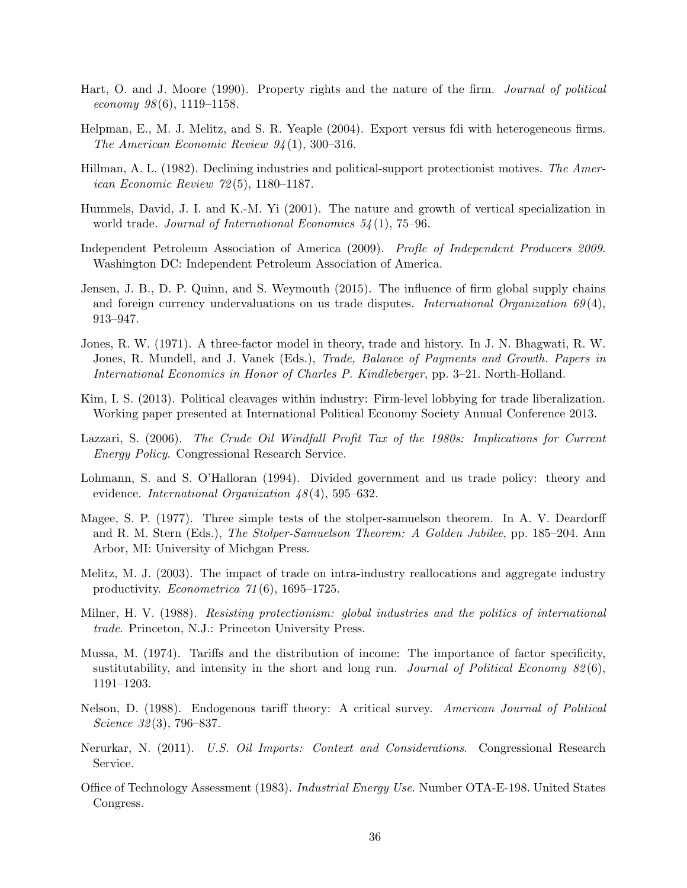Hart, O. and J. Moore (1990). Property rights and the nature of the firm. *Journal of political economy 98*(6), 1119–1158.

Helpman, E., M. J. Melitz, and S. R. Yeaple (2004). Export versus fdi with heterogeneous firms. *The American Economic Review 94*(1), 300–316.

Hillman, A. L. (1982). Declining industries and political-support protectionist motives. *The American Economic Review 72*(5), 1180–1187.

Hummels, David, J. I. and K.-M. Yi (2001). The nature and growth of vertical specialization in world trade. *Journal of International Economics 54*(1), 75–96.

Independent Petroleum Association of America (2009). *Profle of Independent Producers 2009*. Washington DC: Independent Petroleum Association of America.

Jensen, J. B., D. P. Quinn, and S. Weymouth (2015). The influence of firm global supply chains and foreign currency undervaluations on us trade disputes. *International Organization 69*(4), 913–947.

Jones, R. W. (1971). A three-factor model in theory, trade and history. In J. N. Bhagwati, R. W. Jones, R. Mundell, and J. Vanek (Eds.), *Trade, Balance of Payments and Growth. Papers in International Economics in Honor of Charles P. Kindleberger*, pp. 3–21. North-Holland.

Kim, I. S. (2013). Political cleavages within industry: Firm-level lobbying for trade liberalization. Working paper presented at International Political Economy Society Annual Conference 2013.

Lazzari, S. (2006). *The Crude Oil Windfall Profit Tax of the 1980s: Implications for Current Energy Policy*. Congressional Research Service.

Lohmann, S. and S. O'Halloran (1994). Divided government and us trade policy: theory and evidence. *International Organization 48*(4), 595–632.

Magee, S. P. (1977). Three simple tests of the stolper-samuelson theorem. In A. V. Deardorff and R. M. Stern (Eds.), *The Stolper-Samuelson Theorem: A Golden Jubilee*, pp. 185–204. Ann Arbor, MI: University of Michgan Press.

Melitz, M. J. (2003). The impact of trade on intra-industry reallocations and aggregate industry productivity. *Econometrica 71*(6), 1695–1725.

Milner, H. V. (1988). *Resisting protectionism: global industries and the politics of international trade*. Princeton, N.J.: Princeton University Press.

Mussa, M. (1974). Tariffs and the distribution of income: The importance of factor specificity, sustitutability, and intensity in the short and long run. *Journal of Political Economy 82*(6), 1191–1203.

Nelson, D. (1988). Endogenous tariff theory: A critical survey. *American Journal of Political Science 32*(3), 796–837.

Nerurkar, N. (2011). *U.S. Oil Imports: Context and Considerations*. Congressional Research Service.

Office of Technology Assessment (1983). *Industrial Energy Use*. Number OTA-E-198. United States Congress.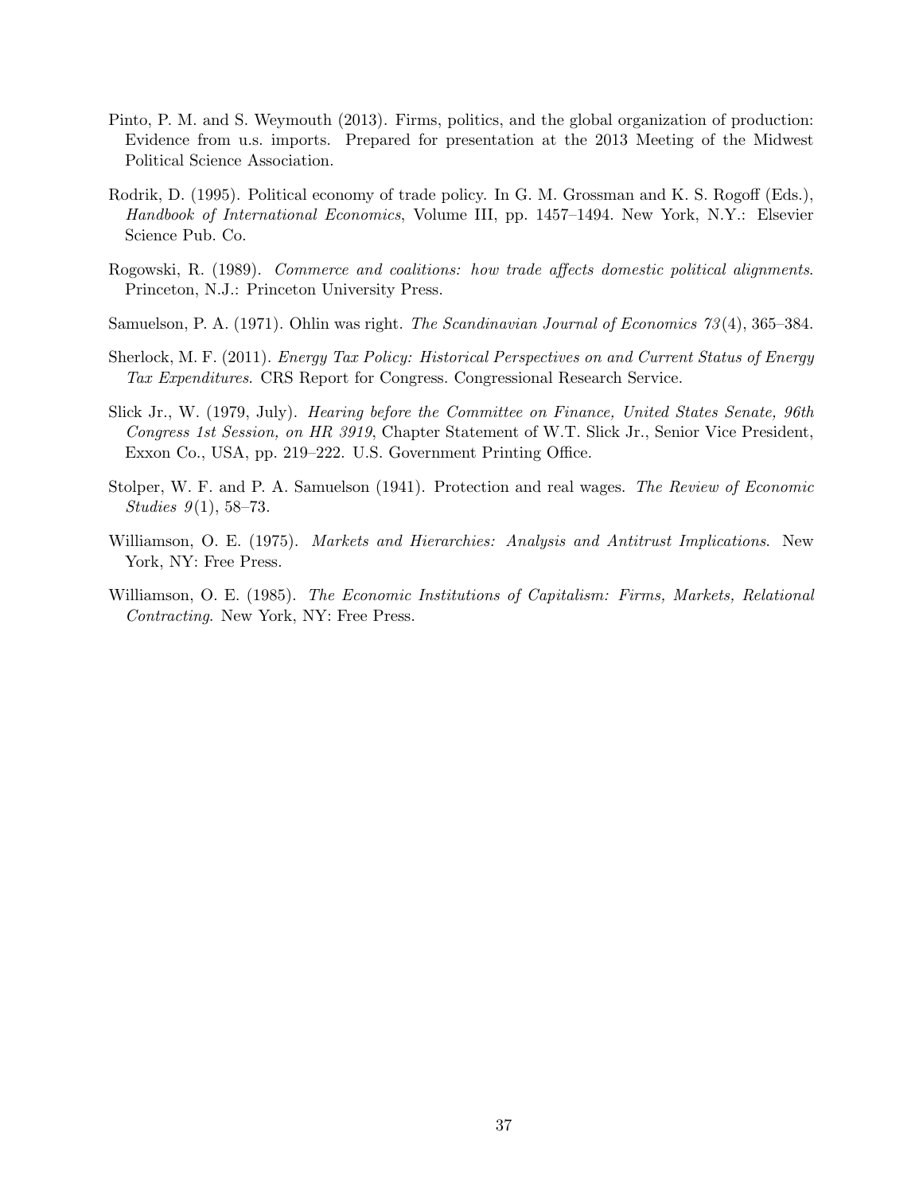Pinto, P. M. and S. Weymouth (2013). Firms, politics, and the global organization of production: Evidence from u.s. imports. Prepared for presentation at the 2013 Meeting of the Midwest Political Science Association.

Rodrik, D. (1995). Political economy of trade policy. In G. M. Grossman and K. S. Rogoff (Eds.), *Handbook of International Economics*, Volume III, pp. 1457–1494. New York, N.Y.: Elsevier Science Pub. Co.

Rogowski, R. (1989). *Commerce and coalitions: how trade affects domestic political alignments*. Princeton, N.J.: Princeton University Press.

Samuelson, P. A. (1971). Ohlin was right. *The Scandinavian Journal of Economics 73*(4), 365–384.

Sherlock, M. F. (2011). *Energy Tax Policy: Historical Perspectives on and Current Status of Energy Tax Expenditures*. CRS Report for Congress. Congressional Research Service.

Slick Jr., W. (1979, July). *Hearing before the Committee on Finance, United States Senate, 96th Congress 1st Session, on HR 3919*, Chapter Statement of W.T. Slick Jr., Senior Vice President, Exxon Co., USA, pp. 219–222. U.S. Government Printing Office.

Stolper, W. F. and P. A. Samuelson (1941). Protection and real wages. *The Review of Economic Studies 9*(1), 58–73.

Williamson, O. E. (1975). *Markets and Hierarchies: Analysis and Antitrust Implications*. New York, NY: Free Press.

Williamson, O. E. (1985). *The Economic Institutions of Capitalism: Firms, Markets, Relational Contracting*. New York, NY: Free Press.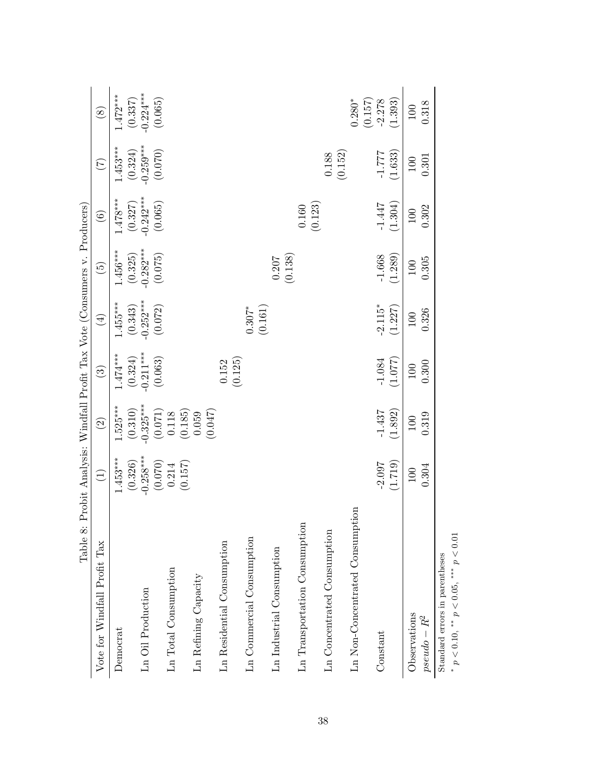Table 8: Probit Analysis: Windfall Profit Tax Vote (Consumers v. Producers)

| Vote for Windfall Profit Tax | (1) | (2) | (3) | (4) | (5) | (6) | (7) | (8) |
|---|---|---|---|---|---|---|---|---|
| Democrat | 1.453*** | 1.525*** | 1.474*** | 1.455*** | 1.456*** | 1.478*** | 1.453*** | 1.472*** |
| | (0.326) | (0.310) | (0.324) | (0.343) | (0.325) | (0.327) | (0.324) | (0.337) |
| Ln Oil Production | -0.258*** | -0.325*** | -0.211*** | -0.252*** | -0.282*** | -0.242*** | -0.259*** | -0.224*** |
| | (0.070) | (0.071) | (0.063) | (0.072) | (0.075) | (0.065) | (0.070) | (0.065) |
| Ln Total Consumption | 0.214 | 0.118 | | | | | | |
| | (0.157) | (0.185) | | | | | | |
| Ln Refining Capacity | | 0.059 | | | | | | |
| | | (0.047) | | | | | | |
| Ln Residential Consumption | | | 0.152 | | | | | |
| | | | (0.125) | | | | | |
| Ln Commercial Consumption | | | | 0.307* | | | | |
| | | | | (0.161) | | | | |
| Ln Industrial Consumption | | | | | 0.207 | | | |
| | | | | | (0.138) | | | |
| Ln Transportation Consumption | | | | | | 0.160 | | |
| | | | | | | (0.123) | | |
| Ln Concentrated Consumption | | | | | | | 0.188 | |
| | | | | | | | (0.152) | |
| Ln Non-Concentrated Consumption | | | | | | | | 0.280* |
| | | | | | | | | (0.157) |
| Constant | -2.097 | -1.437 | -1.084 | -2.115* | -1.668 | -1.447 | -1.777 | -2.278 |
| | (1.719) | (1.892) | (1.077) | (1.227) | (1.289) | (1.304) | (1.633) | (1.393) |
| Observations | 100 | 100 | 100 | 100 | 100 | 100 | 100 | 100 |
| $pseudo-R^2$ | 0.304 | 0.319 | 0.300 | 0.326 | 0.305 | 0.302 | 0.301 | 0.318 |

Standard errors in parentheses

\* $p < 0.10$, \*\* $p < 0.05$, \*\*\* $p < 0.01$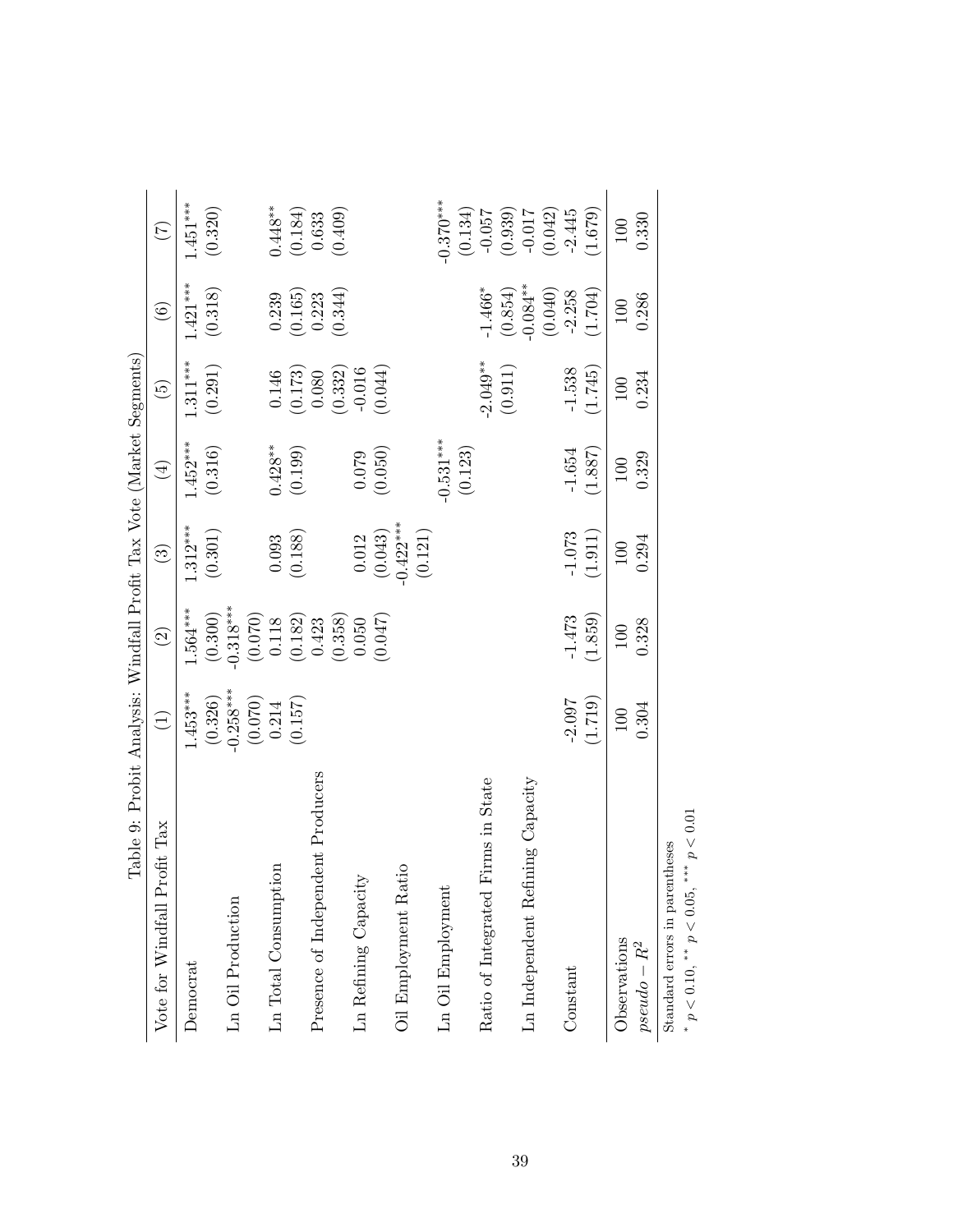Table 9: Probit Analysis: Windfall Profit Tax Vote (Market Segments)

| Vote for Windfall Profit Tax | (1) | (2) | (3) | (4) | (5) | (6) | (7) |
|---|---|---|---|---|---|---|---|
| Democrat | 1.453*** | 1.564*** | 1.312*** | 1.452*** | 1.311*** | 1.421*** | 1.451*** |
| | (0.326) | (0.300) | (0.301) | (0.316) | (0.291) | (0.318) | (0.320) |
| Ln Oil Production | -0.258*** | -0.318*** | | | | | |
| | (0.070) | (0.070) | | | | | |
| Ln Total Consumption | 0.214 | 0.118 | 0.093 | 0.428** | 0.146 | 0.239 | 0.448** |
| | (0.157) | (0.182) | (0.188) | (0.199) | (0.173) | (0.165) | (0.184) |
| Presence of Independent Producers | | 0.423 | | | 0.080 | 0.223 | 0.633 |
| | | (0.358) | | | (0.332) | (0.344) | (0.409) |
| Ln Refining Capacity | | 0.050 | 0.012 | 0.079 | -0.016 | | |
| | | (0.047) | (0.043) | (0.050) | (0.044) | | |
| Oil Employment Ratio | | | -0.422*** | | | | |
| | | | (0.121) | | | | |
| Ln Oil Employment | | | | -0.531*** | | | -0.370*** |
| | | | | (0.123) | | | (0.134) |
| Ratio of Integrated Firms in State | | | | | -2.049** | -1.466* | -0.057 |
| | | | | | (0.911) | (0.854) | (0.939) |
| Ln Independent Refining Capacity | | | | | | -0.084** | -0.017 |
| | | | | | | (0.040) | (0.042) |
| Constant | -2.097 | -1.473 | -1.073 | -1.654 | -1.538 | -2.258 | -2.445 |
| | (1.719) | (1.859) | (1.911) | (1.887) | (1.745) | (1.704) | (1.679) |
| Observations | 100 | 100 | 100 | 100 | 100 | 100 | 100 |
| $pseudo-R^2$ | 0.304 | 0.328 | 0.294 | 0.329 | 0.234 | 0.286 | 0.330 |

Standard errors in parentheses

* $p < 0.10$, ** $p < 0.05$, *** $p < 0.01$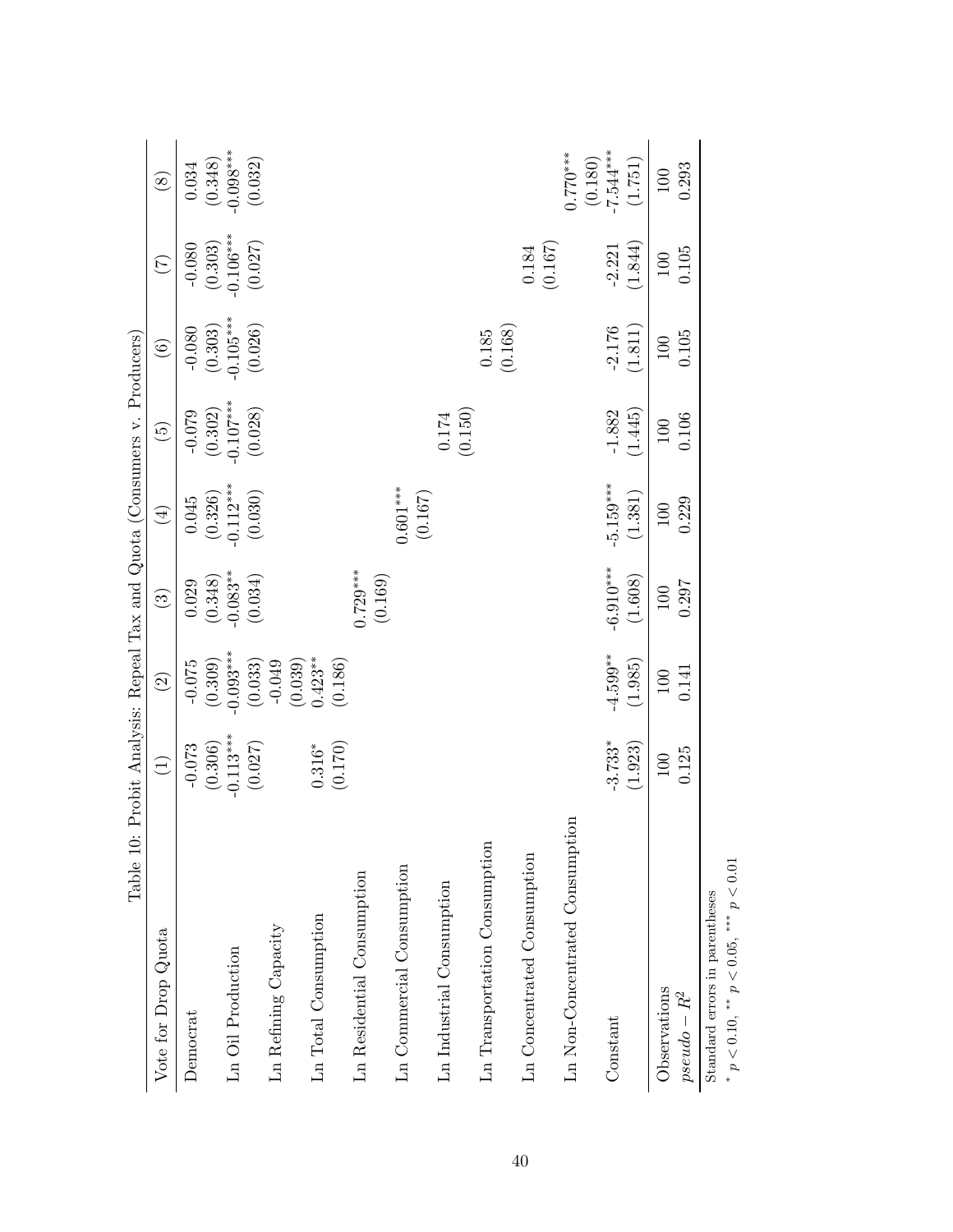Table 10: Probit Analysis: Repeal Tax and Quota (Consumers v. Producers)

| Vote for Drop Quota | (1) | (2) | (3) | (4) | (5) | (6) | (7) | (8) |
|---|---|---|---|---|---|---|---|---|
| Democrat | -0.073 | -0.075 | 0.029 | 0.045 | -0.079 | -0.080 | -0.080 | 0.034 |
| | (0.306) | (0.309) | (0.348) | (0.326) | (0.302) | (0.303) | (0.303) | (0.348) |
| Ln Oil Production | -0.113*** | -0.093*** | -0.083** | -0.112*** | -0.107*** | -0.105*** | -0.106*** | -0.098*** |
| | (0.027) | (0.033) | (0.034) | (0.030) | (0.028) | (0.026) | (0.027) | (0.032) |
| Ln Refining Capacity | | -0.049 | | | | | | |
| | | (0.039) | | | | | | |
| Ln Total Consumption | 0.316* | 0.423** | | | | | | |
| | (0.170) | (0.186) | | | | | | |
| Ln Residential Consumption | | | 0.729*** | | | | | |
| | | | (0.169) | | | | | |
| Ln Commercial Consumption | | | | 0.601*** | | | | |
| | | | | (0.167) | | | | |
| Ln Industrial Consumption | | | | | 0.174 | | | |
| | | | | | (0.150) | | | |
| Ln Transportation Consumption | | | | | | 0.185 | | |
| | | | | | | (0.168) | | |
| Ln Concentrated Consumption | | | | | | | 0.184 | |
| | | | | | | | (0.167) | |
| Ln Non-Concentrated Consumption | | | | | | | | 0.770*** |
| | | | | | | | | (0.180) |
| Constant | -3.733* | -4.599** | -6.910*** | -5.159*** | -1.882 | -2.176 | -2.221 | -7.544*** |
| | (1.923) | (1.985) | (1.608) | (1.381) | (1.445) | (1.811) | (1.844) | (1.751) |
| Observations | 100 | 100 | 100 | 100 | 100 | 100 | 100 | 100 |
| $pseudo-R^2$ | 0.125 | 0.141 | 0.297 | 0.229 | 0.106 | 0.105 | 0.105 | 0.293 |

Standard errors in parentheses

* $p < 0.10$, ** $p < 0.05$, *** $p < 0.01$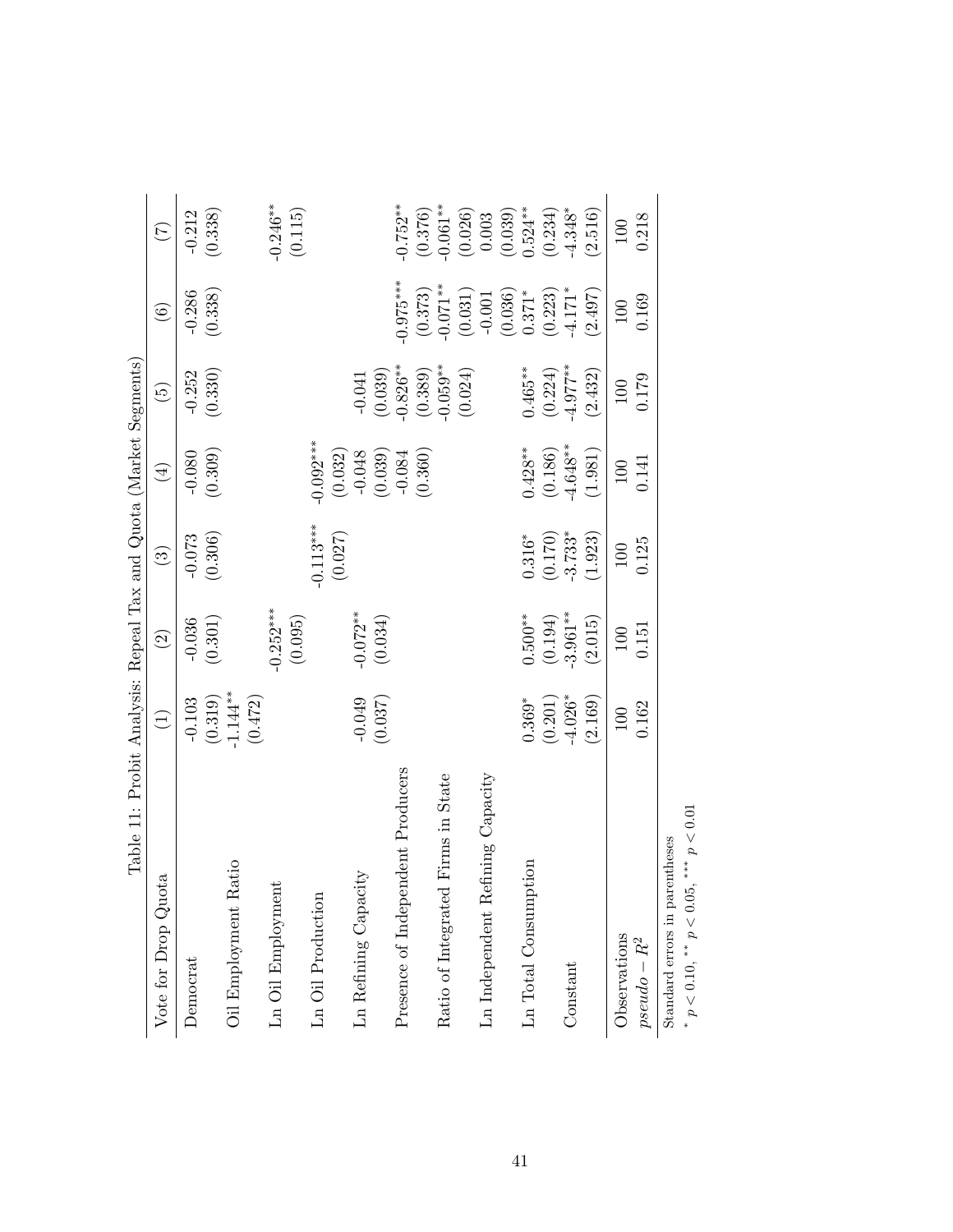Table 11: Probit Analysis: Repeal Tax and Quota (Market Segments)

| Vote for Drop Quota | (1) | (2) | (3) | (4) | (5) | (6) | (7) |
|---|---|---|---|---|---|---|---|
| Democrat | -0.103 | -0.036 | -0.073 | -0.080 | -0.252 | -0.286 | -0.212 |
| | (0.319) | (0.301) | (0.306) | (0.309) | (0.330) | (0.338) | (0.338) |
| Oil Employment Ratio | -1.144** | | | | | | |
| | (0.472) | | | | | | |
| Ln Oil Employment | | -0.252*** | | | | | -0.246** |
| | | (0.095) | | | | | (0.115) |
| Ln Oil Production | | | -0.113*** | -0.092*** | | | |
| | | | (0.027) | (0.032) | | | |
| Ln Refining Capacity | -0.049 | -0.072** | | -0.048 | -0.041 | | |
| | (0.037) | (0.034) | | (0.039) | (0.039) | | |
| Presence of Independent Producers | | | | -0.084 | -0.826** | -0.975*** | -0.752** |
| | | | | (0.360) | (0.389) | (0.373) | (0.376) |
| Ratio of Integrated Firms in State | | | | | -0.059** | -0.071** | -0.061** |
| | | | | | (0.024) | (0.031) | (0.026) |
| Ln Independent Refining Capacity | | | | | | -0.001 | 0.003 |
| | | | | | | (0.036) | (0.039) |
| Ln Total Consumption | 0.369* | 0.500** | 0.316* | 0.428** | 0.465** | 0.371* | 0.524** |
| | (0.201) | (0.194) | (0.170) | (0.186) | (0.224) | (0.223) | (0.234) |
| Constant | -4.026* | -3.961** | -3.733* | -4.648** | -4.977** | -4.171* | -4.348* |
| | (2.169) | (2.015) | (1.923) | (1.981) | (2.432) | (2.497) | (2.516) |
| Observations | 100 | 100 | 100 | 100 | 100 | 100 | 100 |
| $pseudo-R^2$ | 0.162 | 0.151 | 0.125 | 0.141 | 0.179 | 0.169 | 0.218 |

Standard errors in parentheses

* $p < 0.10$, ** $p < 0.05$, *** $p < 0.01$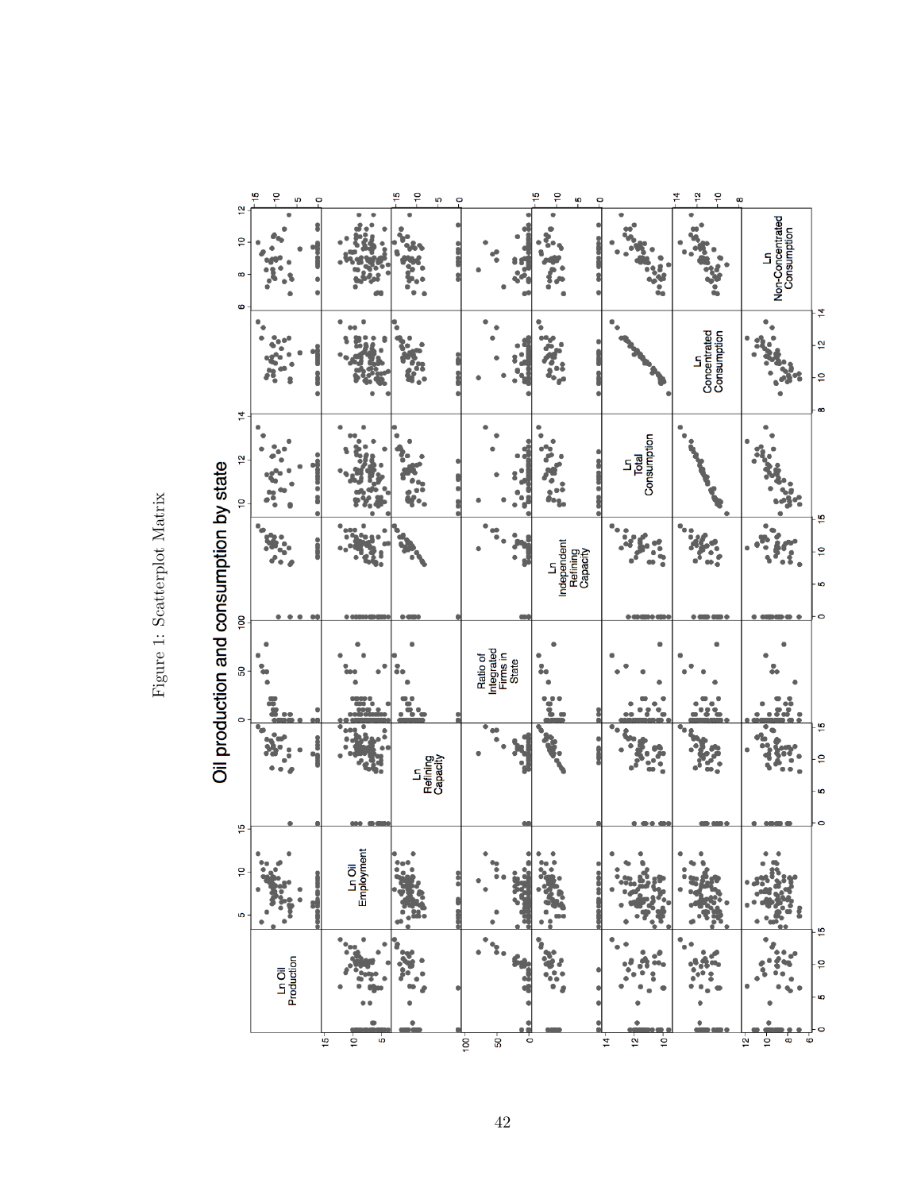Figure 1: Scatterplot Matrix

Oil production and consumption by state

Ln Oil Production

Ln Oil Employment

Ln Refining Capacity

Ratio of Integrated Firms in State

Ln Independent Refining Capacity

Ln Total Consumption

Ln Concentrated Consumption

Ln Non-Concentrated Consumption